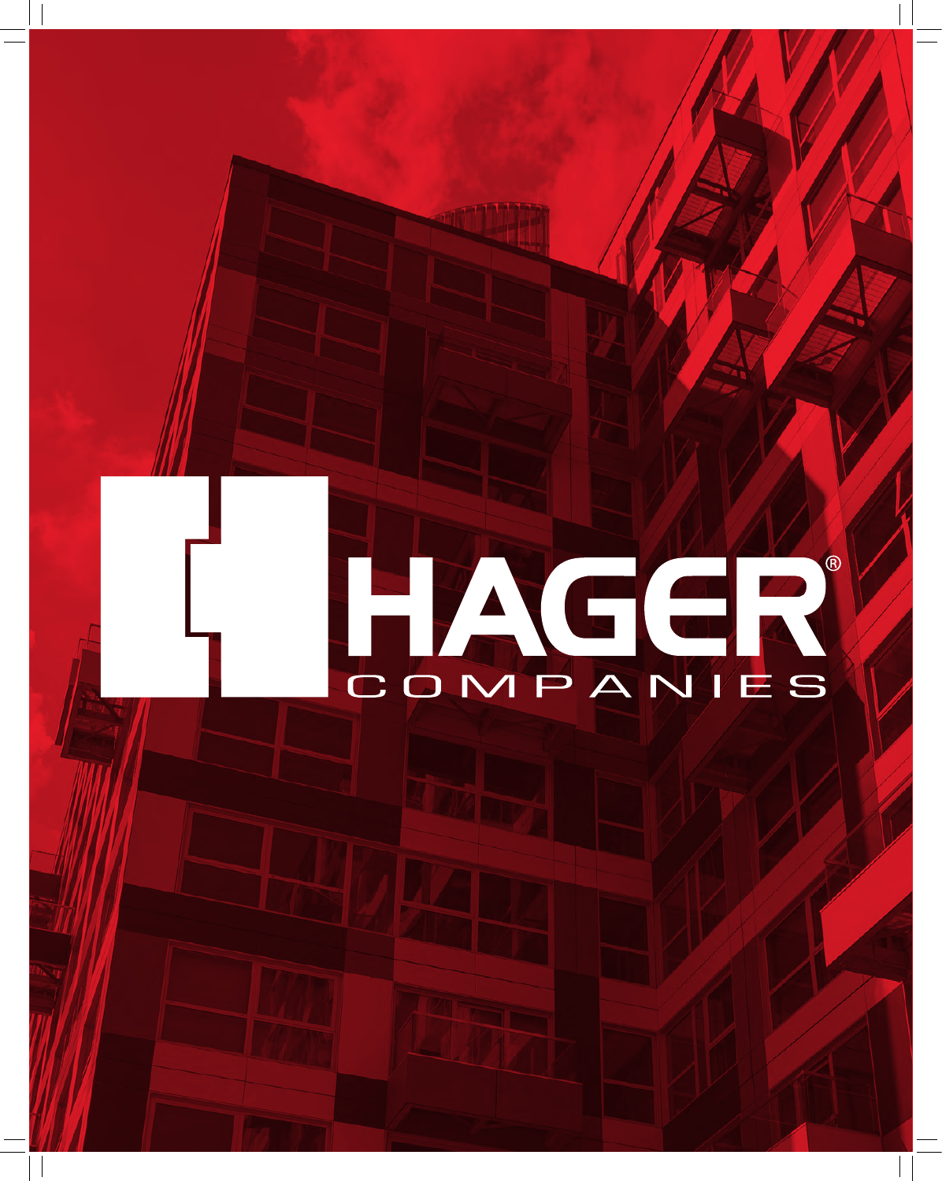# HAGER®

COMPANIES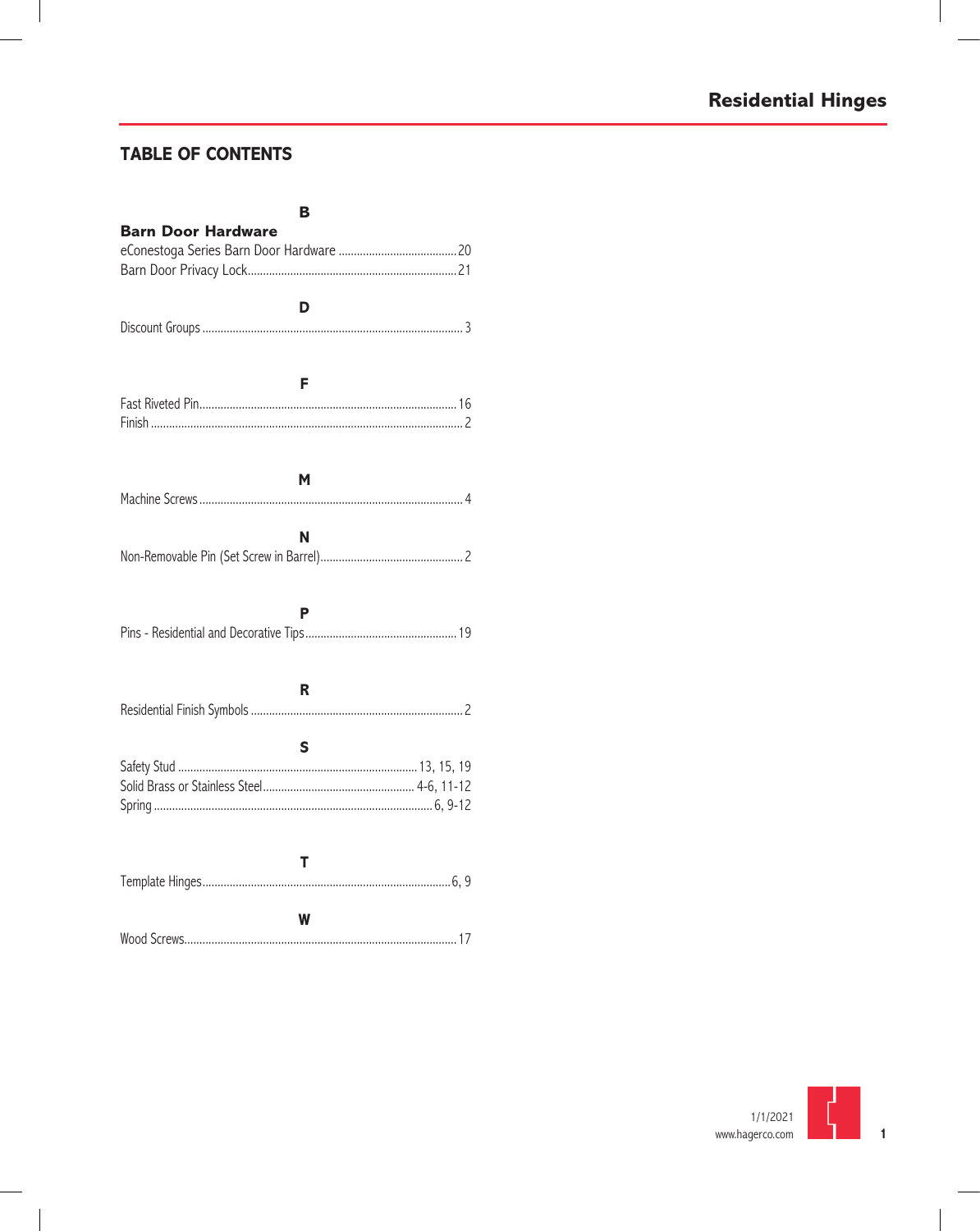## TABLE OF CONTENTS

### B

**Barn Door Hardware**

eConestoga Series Barn Door Hardware ........................................ 20

Barn Door Privacy Lock........................................................................ 21

### D

Discount Groups ........................................................................................ 3

### F

Fast Riveted Pin............................................................................................ 16

Finish .............................................................................................................. 2

### M

Machine Screws ........................................................................................... 4

### N

Non-Removable Pin (Set Screw in Barrel).............................................. 2

### P

Pins - Residential and Decorative Tips................................................. 19

### R

Residential Finish Symbols ...................................................................... 2

### S

Safety Stud ............................................................................... 13, 15, 19

Solid Brass or Stainless Steel.............................................. 4-6, 11-12

Spring ................................................................................................ 6, 9-12

### T

Template Hinges.......................................................................................... 6, 9

### W

Wood Screws.................................................................................................. 17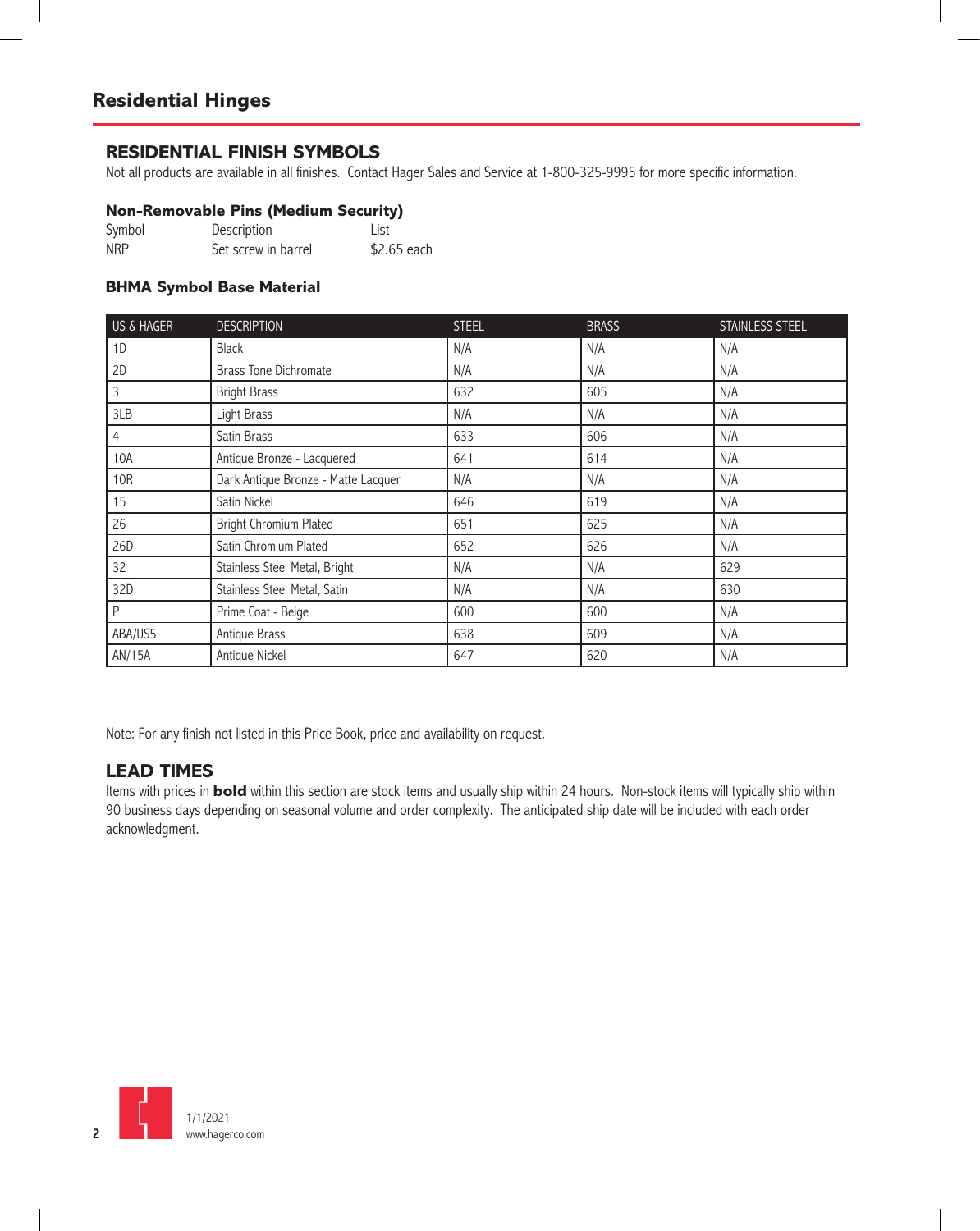# Residential Hinges

## RESIDENTIAL FINISH SYMBOLS

Not all products are available in all finishes. Contact Hager Sales and Service at 1-800-325-9995 for more specific information.

### Non-Removable Pins (Medium Security)

| Symbol | Description | List |
|---|---|---|
| NRP | Set screw in barrel | $2.65 each |

### BHMA Symbol Base Material

| US & HAGER | DESCRIPTION | STEEL | BRASS | STAINLESS STEEL |
|---|---|---|---|---|
| 1D | Black | N/A | N/A | N/A |
| 2D | Brass Tone Dichromate | N/A | N/A | N/A |
| 3 | Bright Brass | 632 | 605 | N/A |
| 3LB | Light Brass | N/A | N/A | N/A |
| 4 | Satin Brass | 633 | 606 | N/A |
| 10A | Antique Bronze - Lacquered | 641 | 614 | N/A |
| 10R | Dark Antique Bronze - Matte Lacquer | N/A | N/A | N/A |
| 15 | Satin Nickel | 646 | 619 | N/A |
| 26 | Bright Chromium Plated | 651 | 625 | N/A |
| 26D | Satin Chromium Plated | 652 | 626 | N/A |
| 32 | Stainless Steel Metal, Bright | N/A | N/A | 629 |
| 32D | Stainless Steel Metal, Satin | N/A | N/A | 630 |
| P | Prime Coat - Beige | 600 | 600 | N/A |
| ABA/US5 | Antique Brass | 638 | 609 | N/A |
| AN/15A | Antique Nickel | 647 | 620 | N/A |

Note: For any finish not listed in this Price Book, price and availability on request.

## LEAD TIMES

Items with prices in **bold** within this section are stock items and usually ship within 24 hours. Non-stock items will typically ship within 90 business days depending on seasonal volume and order complexity. The anticipated ship date will be included with each order acknowledgment.

1/1/2021
www.hagerco.com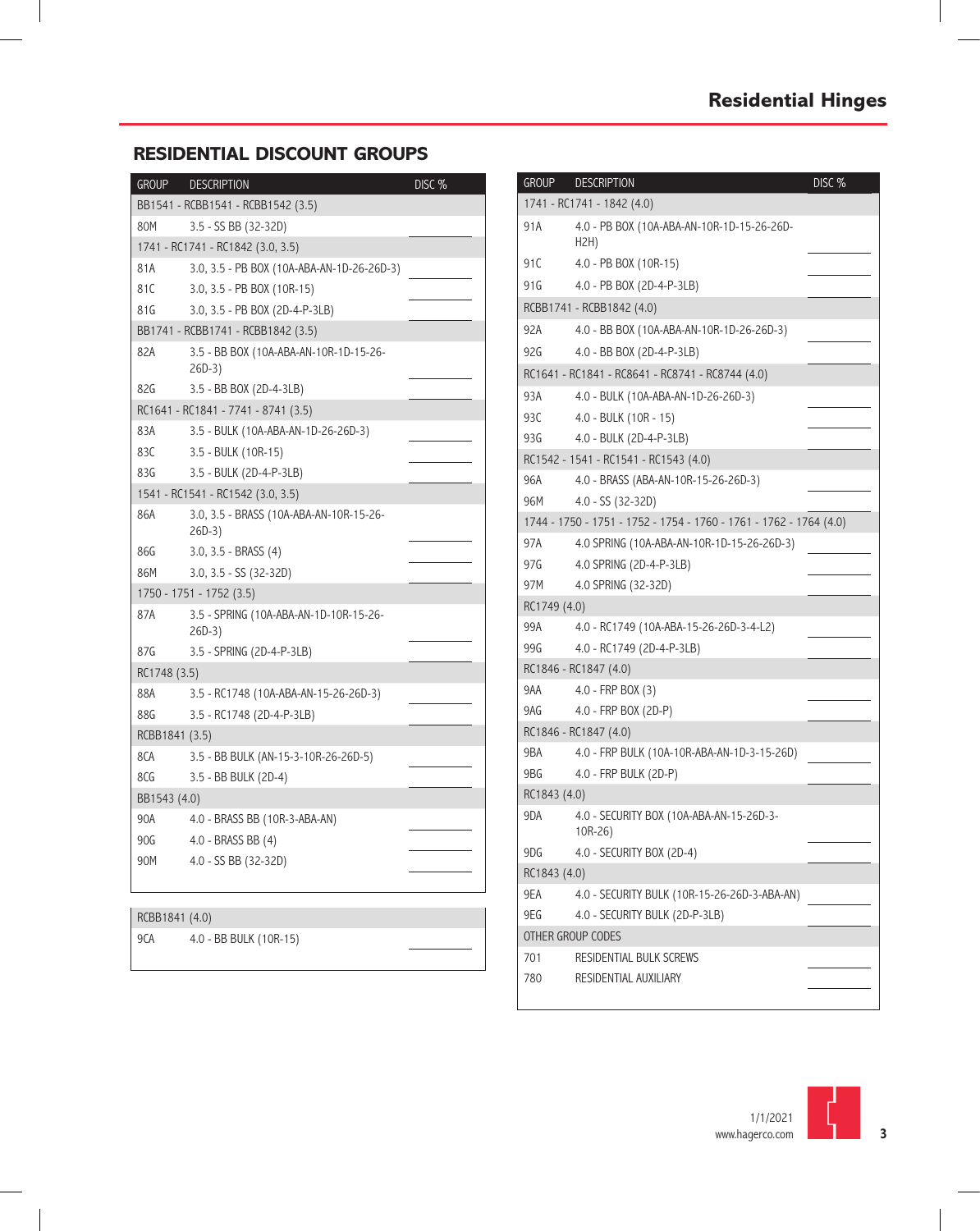# Residential Hinges

## RESIDENTIAL DISCOUNT GROUPS

| GROUP | DESCRIPTION | DISC % |
|---|---|---|
| BB1541 - RCBB1541 - RCBB1542 (3.5) | | |
| 80M | 3.5 - SS BB (32-32D) | |
| 1741 - RC1741 - RC1842 (3.0, 3.5) | | |
| 81A | 3.0, 3.5 - PB BOX (10A-ABA-AN-1D-26-26D-3) | |
| 81C | 3.0, 3.5 - PB BOX (10R-15) | |
| 81G | 3.0, 3.5 - PB BOX (2D-4-P-3LB) | |
| BB1741 - RCBB1741 - RCBB1842 (3.5) | | |
| 82A | 3.5 - BB BOX (10A-ABA-AN-10R-1D-15-26-26D-3) | |
| 82G | 3.5 - BB BOX (2D-4-3LB) | |
| RC1641 - RC1841 - 7741 - 8741 (3.5) | | |
| 83A | 3.5 - BULK (10A-ABA-AN-1D-26-26D-3) | |
| 83C | 3.5 - BULK (10R-15) | |
| 83G | 3.5 - BULK (2D-4-P-3LB) | |
| 1541 - RC1541 - RC1542 (3.0, 3.5) | | |
| 86A | 3.0, 3.5 - BRASS (10A-ABA-AN-10R-15-26-26D-3) | |
| 86G | 3.0, 3.5 - BRASS (4) | |
| 86M | 3.0, 3.5 - SS (32-32D) | |
| 1750 - 1751 - 1752 (3.5) | | |
| 87A | 3.5 - SPRING (10A-ABA-AN-1D-10R-15-26-26D-3) | |
| 87G | 3.5 - SPRING (2D-4-P-3LB) | |
| RC1748 (3.5) | | |
| 88A | 3.5 - RC1748 (10A-ABA-AN-15-26-26D-3) | |
| 88G | 3.5 - RC1748 (2D-4-P-3LB) | |
| RCBB1841 (3.5) | | |
| 8CA | 3.5 - BB BULK (AN-15-3-10R-26-26D-5) | |
| 8CG | 3.5 - BB BULK (2D-4) | |
| BB1543 (4.0) | | |
| 90A | 4.0 - BRASS BB (10R-3-ABA-AN) | |
| 90G | 4.0 - BRASS BB (4) | |
| 90M | 4.0 - SS BB (32-32D) | |

| GROUP | DESCRIPTION | DISC % |
|---|---|---|
| RCBB1841 (4.0) | | |
| 9CA | 4.0 - BB BULK (10R-15) | |

| GROUP | DESCRIPTION | DISC % |
|---|---|---|
| 1741 - RC1741 - 1842 (4.0) | | |
| 91A | 4.0 - PB BOX (10A-ABA-AN-10R-1D-15-26-26D-H2H) | |
| 91C | 4.0 - PB BOX (10R-15) | |
| 91G | 4.0 - PB BOX (2D-4-P-3LB) | |
| RCBB1741 - RCBB1842 (4.0) | | |
| 92A | 4.0 - BB BOX (10A-ABA-AN-10R-1D-26-26D-3) | |
| 92G | 4.0 - BB BOX (2D-4-P-3LB) | |
| RC1641 - RC1841 - RC8641 - RC8741 - RC8744 (4.0) | | |
| 93A | 4.0 - BULK (10A-ABA-AN-1D-26-26D-3) | |
| 93C | 4.0 - BULK (10R - 15) | |
| 93G | 4.0 - BULK (2D-4-P-3LB) | |
| RC1542 - 1541 - RC1541 - RC1543 (4.0) | | |
| 96A | 4.0 - BRASS (ABA-AN-10R-15-26-26D-3) | |
| 96M | 4.0 - SS (32-32D) | |
| 1744 - 1750 - 1751 - 1752 - 1754 - 1760 - 1761 - 1762 - 1764 (4.0) | | |
| 97A | 4.0 SPRING (10A-ABA-AN-10R-1D-15-26-26D-3) | |
| 97G | 4.0 SPRING (2D-4-P-3LB) | |
| 97M | 4.0 SPRING (32-32D) | |
| RC1749 (4.0) | | |
| 99A | 4.0 - RC1749 (10A-ABA-15-26-26D-3-4-L2) | |
| 99G | 4.0 - RC1749 (2D-4-P-3LB) | |
| RC1846 - RC1847 (4.0) | | |
| 9AA | 4.0 - FRP BOX (3) | |
| 9AG | 4.0 - FRP BOX (2D-P) | |
| RC1846 - RC1847 (4.0) | | |
| 9BA | 4.0 - FRP BULK (10A-10R-ABA-AN-1D-3-15-26D) | |
| 9BG | 4.0 - FRP BULK (2D-P) | |
| RC1843 (4.0) | | |
| 9DA | 4.0 - SECURITY BOX (10A-ABA-AN-15-26D-3-10R-26) | |
| 9DG | 4.0 - SECURITY BOX (2D-4) | |
| RC1843 (4.0) | | |
| 9EA | 4.0 - SECURITY BULK (10R-15-26-26D-3-ABA-AN) | |
| 9EG | 4.0 - SECURITY BULK (2D-P-3LB) | |
| OTHER GROUP CODES | | |
| 701 | RESIDENTIAL BULK SCREWS | |
| 780 | RESIDENTIAL AUXILIARY | |

1/1/2021
www.hagerco.com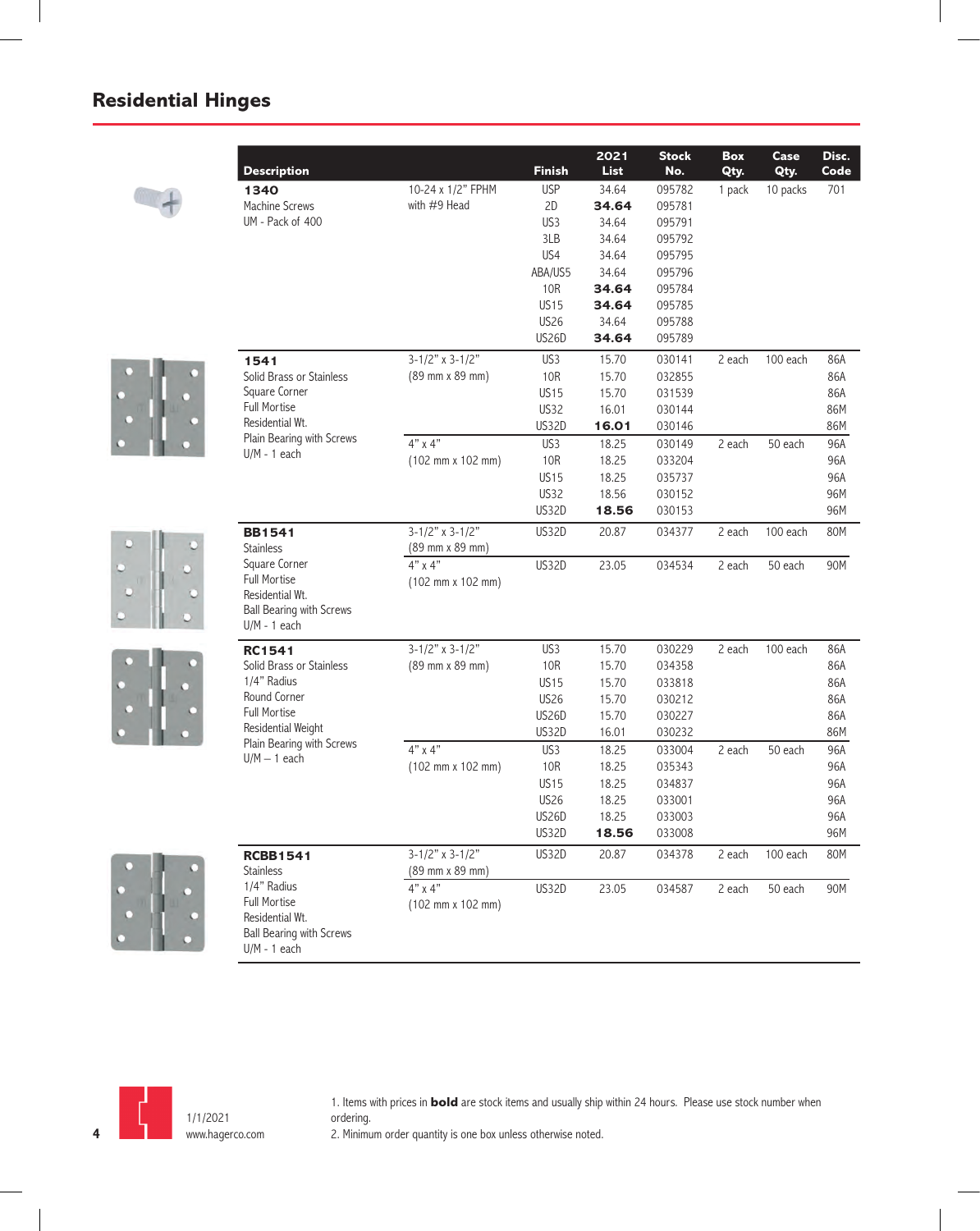## Residential Hinges

| Description | | Finish | 2021 List | Stock No. | Box Qty. | Case Qty. | Disc. Code |
|---|---|---|---|---|---|---|---|
| **1340** Machine Screws UM - Pack of 400 | 10-24 x 1/2" FPHM with #9 Head | USP | 34.64 | 095782 | 1 pack | 10 packs | 701 |
| | | 2D | **34.64** | 095781 | | | |
| | | US3 | 34.64 | 095791 | | | |
| | | 3LB | 34.64 | 095792 | | | |
| | | US4 | 34.64 | 095795 | | | |
| | | ABA/US5 | 34.64 | 095796 | | | |
| | | 10R | **34.64** | 095784 | | | |
| | | US15 | **34.64** | 095785 | | | |
| | | US26 | 34.64 | 095788 | | | |
| | | US26D | **34.64** | 095789 | | | |
| **1541** Solid Brass or Stainless Square Corner Full Mortise Residential Wt. Plain Bearing with Screws U/M - 1 each | 3-1/2" x 3-1/2" (89 mm x 89 mm) | US3 | 15.70 | 030141 | 2 each | 100 each | 86A |
| | | 10R | 15.70 | 032855 | | | 86A |
| | | US15 | 15.70 | 031539 | | | 86A |
| | | US32 | 16.01 | 030144 | | | 86M |
| | | US32D | **16.01** | 030146 | | | 86M |
| | 4" x 4" (102 mm x 102 mm) | US3 | 18.25 | 030149 | 2 each | 50 each | 96A |
| | | 10R | 18.25 | 033204 | | | 96A |
| | | US15 | 18.25 | 035737 | | | 96A |
| | | US32 | 18.56 | 030152 | | | 96M |
| | | US32D | **18.56** | 030153 | | | 96M |
| **BB1541** Stainless Square Corner Full Mortise Residential Wt. Ball Bearing with Screws U/M - 1 each | 3-1/2" x 3-1/2" (89 mm x 89 mm) | US32D | 20.87 | 034377 | 2 each | 100 each | 80M |
| | 4" x 4" (102 mm x 102 mm) | US32D | 23.05 | 034534 | 2 each | 50 each | 90M |
| **RC1541** Solid Brass or Stainless 1/4" Radius Round Corner Full Mortise Residential Weight Plain Bearing with Screws U/M – 1 each | 3-1/2" x 3-1/2" (89 mm x 89 mm) | US3 | 15.70 | 030229 | 2 each | 100 each | 86A |
| | | 10R | 15.70 | 034358 | | | 86A |
| | | US15 | 15.70 | 033818 | | | 86A |
| | | US26 | 15.70 | 030212 | | | 86A |
| | | US26D | 15.70 | 030227 | | | 86A |
| | | US32D | 16.01 | 030232 | | | 86M |
| | 4" x 4" (102 mm x 102 mm) | US3 | 18.25 | 033004 | 2 each | 50 each | 96A |
| | | 10R | 18.25 | 035343 | | | 96A |
| | | US15 | 18.25 | 034837 | | | 96A |
| | | US26 | 18.25 | 033001 | | | 96A |
| | | US26D | 18.25 | 033003 | | | 96A |
| | | US32D | **18.56** | 033008 | | | 96M |
| **RCBB1541** Stainless 1/4" Radius Full Mortise Residential Wt. Ball Bearing with Screws U/M - 1 each | 3-1/2" x 3-1/2" (89 mm x 89 mm) | US32D | 20.87 | 034378 | 2 each | 100 each | 80M |
| | 4" x 4" (102 mm x 102 mm) | US32D | 23.05 | 034587 | 2 each | 50 each | 90M |

1/1/2021
www.hagerco.com

1. Items with prices in **bold** are stock items and usually ship within 24 hours. Please use stock number when ordering.
2. Minimum order quantity is one box unless otherwise noted.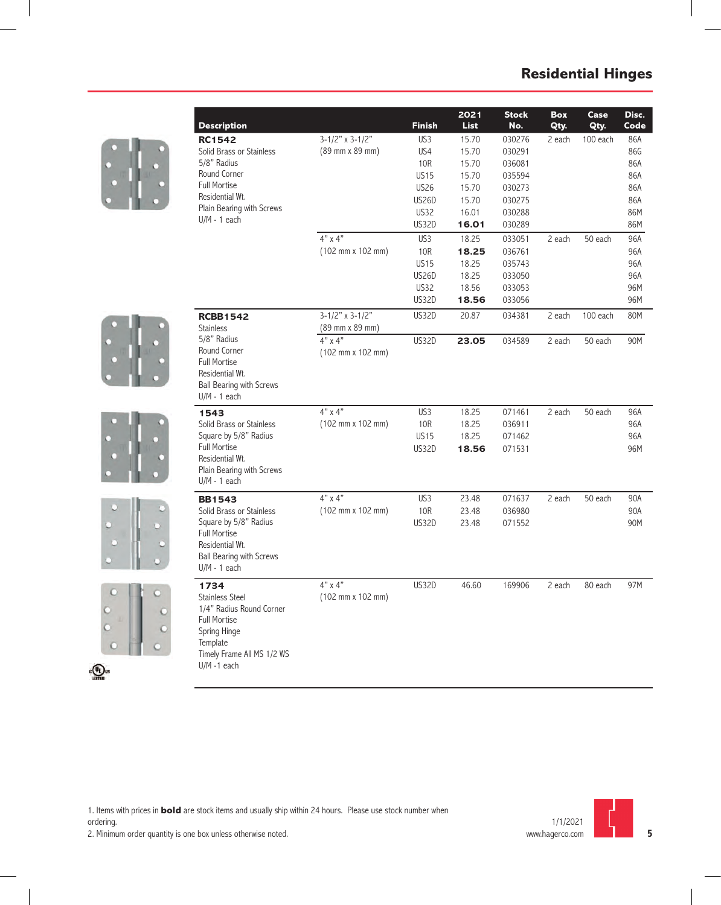# Residential Hinges

| Description | | Finish | 2021 List | Stock No. | Box Qty. | Case Qty. | Disc. Code |
|---|---|---|---|---|---|---|---|
| **RC1542** Solid Brass or Stainless 5/8" Radius Round Corner Full Mortise Residential Wt. Plain Bearing with Screws U/M - 1 each | 3-1/2" x 3-1/2" (89 mm x 89 mm) | US3 | 15.70 | 030276 | 2 each | 100 each | 86A |
| | | US4 | 15.70 | 030291 | | | 86G |
| | | 10R | 15.70 | 036081 | | | 86A |
| | | US15 | 15.70 | 035594 | | | 86A |
| | | US26 | 15.70 | 030273 | | | 86A |
| | | US26D | 15.70 | 030275 | | | 86A |
| | | US32 | 16.01 | 030288 | | | 86M |
| | | US32D | **16.01** | 030289 | | | 86M |
| | 4" x 4" (102 mm x 102 mm) | US3 | 18.25 | 033051 | 2 each | 50 each | 96A |
| | | 10R | **18.25** | 036761 | | | 96A |
| | | US15 | 18.25 | 035743 | | | 96A |
| | | US26D | 18.25 | 033050 | | | 96A |
| | | US32 | 18.56 | 033053 | | | 96M |
| | | US32D | **18.56** | 033056 | | | 96M |
| **RCBB1542** Stainless 5/8" Radius Round Corner Full Mortise Residential Wt. Ball Bearing with Screws U/M - 1 each | 3-1/2" x 3-1/2" (89 mm x 89 mm) | US32D | 20.87 | 034381 | 2 each | 100 each | 80M |
| | 4" x 4" (102 mm x 102 mm) | US32D | **23.05** | 034589 | 2 each | 50 each | 90M |
| **1543** Solid Brass or Stainless Square by 5/8" Radius Full Mortise Residential Wt. Plain Bearing with Screws U/M - 1 each | 4" x 4" (102 mm x 102 mm) | US3 | 18.25 | 071461 | 2 each | 50 each | 96A |
| | | 10R | 18.25 | 036911 | | | 96A |
| | | US15 | 18.25 | 071462 | | | 96A |
| | | US32D | **18.56** | 071531 | | | 96M |
| **BB1543** Solid Brass or Stainless Square by 5/8" Radius Full Mortise Residential Wt. Ball Bearing with Screws U/M - 1 each | 4" x 4" (102 mm x 102 mm) | US3 | 23.48 | 071637 | 2 each | 50 each | 90A |
| | | 10R | 23.48 | 036980 | | | 90A |
| | | US32D | 23.48 | 071552 | | | 90M |
| **1734** Stainless Steel 1/4" Radius Round Corner Full Mortise Spring Hinge Template Timely Frame All MS 1/2 WS U/M -1 each | 4" x 4" (102 mm x 102 mm) | US32D | 46.60 | 169906 | 2 each | 80 each | 97M |

1. Items with prices in **bold** are stock items and usually ship within 24 hours. Please use stock number when ordering.
2. Minimum order quantity is one box unless otherwise noted.

1/1/2021
www.hagerco.com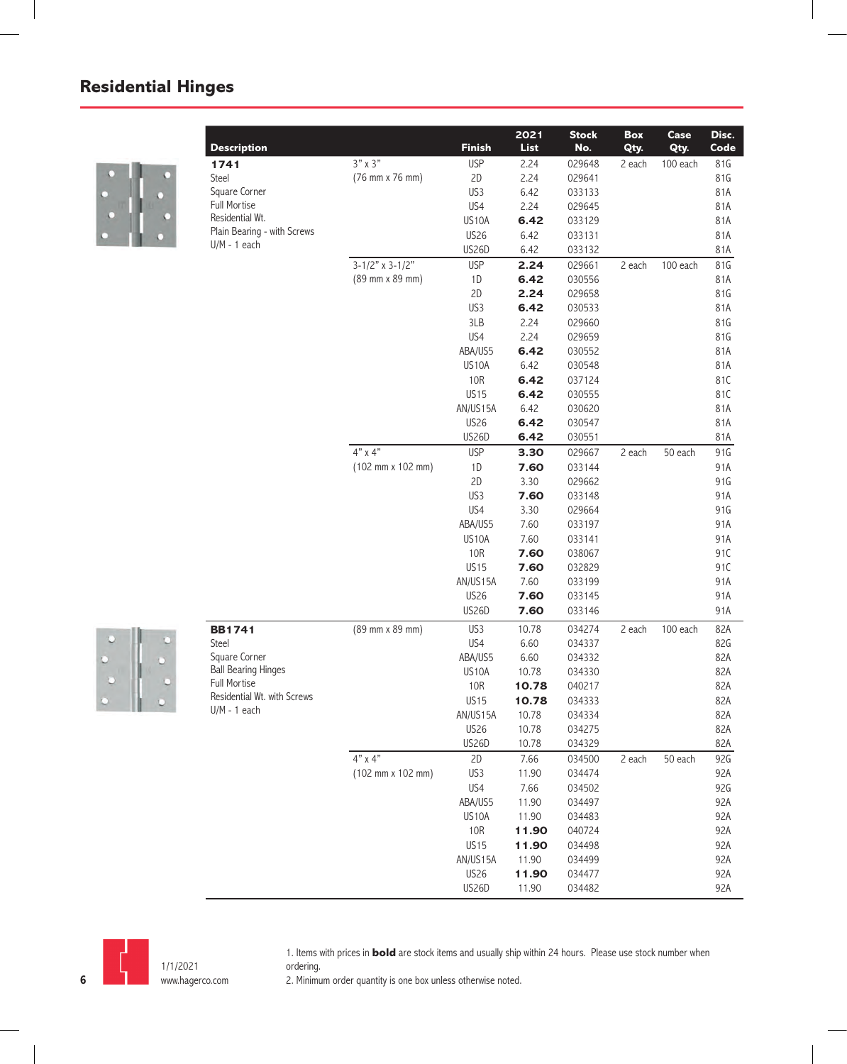## Residential Hinges

| Description | | Finish | 2021 List | Stock No. | Box Qty. | Case Qty. | Disc. Code |
|---|---|---|---|---|---|---|---|
| **1741** | 3" x 3" | USP | 2.24 | 029648 | 2 each | 100 each | 81G |
| Steel | (76 mm x 76 mm) | 2D | 2.24 | 029641 | | | 81G |
| Square Corner | | US3 | 6.42 | 033133 | | | 81A |
| Full Mortise | | US4 | 2.24 | 029645 | | | 81A |
| Residential Wt. | | US10A | **6.42** | 033129 | | | 81A |
| Plain Bearing - with Screws | | US26 | 6.42 | 033131 | | | 81A |
| U/M - 1 each | | US26D | 6.42 | 033132 | | | 81A |
| | 3-1/2" x 3-1/2" | USP | **2.24** | 029661 | 2 each | 100 each | 81G |
| | (89 mm x 89 mm) | 1D | **6.42** | 030556 | | | 81A |
| | | 2D | **2.24** | 029658 | | | 81G |
| | | US3 | **6.42** | 030533 | | | 81A |
| | | 3LB | 2.24 | 029660 | | | 81G |
| | | US4 | 2.24 | 029659 | | | 81G |
| | | ABA/US5 | **6.42** | 030552 | | | 81A |
| | | US10A | 6.42 | 030548 | | | 81A |
| | | 10R | **6.42** | 037124 | | | 81C |
| | | US15 | **6.42** | 030555 | | | 81C |
| | | AN/US15A | 6.42 | 030620 | | | 81A |
| | | US26 | **6.42** | 030547 | | | 81A |
| | | US26D | **6.42** | 030551 | | | 81A |
| | 4" x 4" | USP | **3.30** | 029667 | 2 each | 50 each | 91G |
| | (102 mm x 102 mm) | 1D | **7.60** | 033144 | | | 91A |
| | | 2D | 3.30 | 029662 | | | 91G |
| | | US3 | **7.60** | 033148 | | | 91A |
| | | US4 | 3.30 | 029664 | | | 91G |
| | | ABA/US5 | 7.60 | 033197 | | | 91A |
| | | US10A | 7.60 | 033141 | | | 91A |
| | | 10R | **7.60** | 038067 | | | 91C |
| | | US15 | **7.60** | 032829 | | | 91C |
| | | AN/US15A | 7.60 | 033199 | | | 91A |
| | | US26 | **7.60** | 033145 | | | 91A |
| | | US26D | **7.60** | 033146 | | | 91A |
| **BB1741** | (89 mm x 89 mm) | US3 | 10.78 | 034274 | 2 each | 100 each | 82A |
| Steel | | US4 | 6.60 | 034337 | | | 82G |
| Square Corner | | ABA/US5 | 6.60 | 034332 | | | 82A |
| Ball Bearing Hinges | | US10A | 10.78 | 034330 | | | 82A |
| Full Mortise | | 10R | **10.78** | 040217 | | | 82A |
| Residential Wt. with Screws | | US15 | **10.78** | 034333 | | | 82A |
| U/M - 1 each | | AN/US15A | 10.78 | 034334 | | | 82A |
| | | US26 | 10.78 | 034275 | | | 82A |
| | | US26D | 10.78 | 034329 | | | 82A |
| | 4" x 4" | 2D | 7.66 | 034500 | 2 each | 50 each | 92G |
| | (102 mm x 102 mm) | US3 | 11.90 | 034474 | | | 92A |
| | | US4 | 7.66 | 034502 | | | 92G |
| | | ABA/US5 | 11.90 | 034497 | | | 92A |
| | | US10A | 11.90 | 034483 | | | 92A |
| | | 10R | **11.90** | 040724 | | | 92A |
| | | US15 | **11.90** | 034498 | | | 92A |
| | | AN/US15A | 11.90 | 034499 | | | 92A |
| | | US26 | **11.90** | 034477 | | | 92A |
| | | US26D | 11.90 | 034482 | | | 92A |

1. Items with prices in **bold** are stock items and usually ship within 24 hours. Please use stock number when ordering.
2. Minimum order quantity is one box unless otherwise noted.

1/1/2021
www.hagerco.com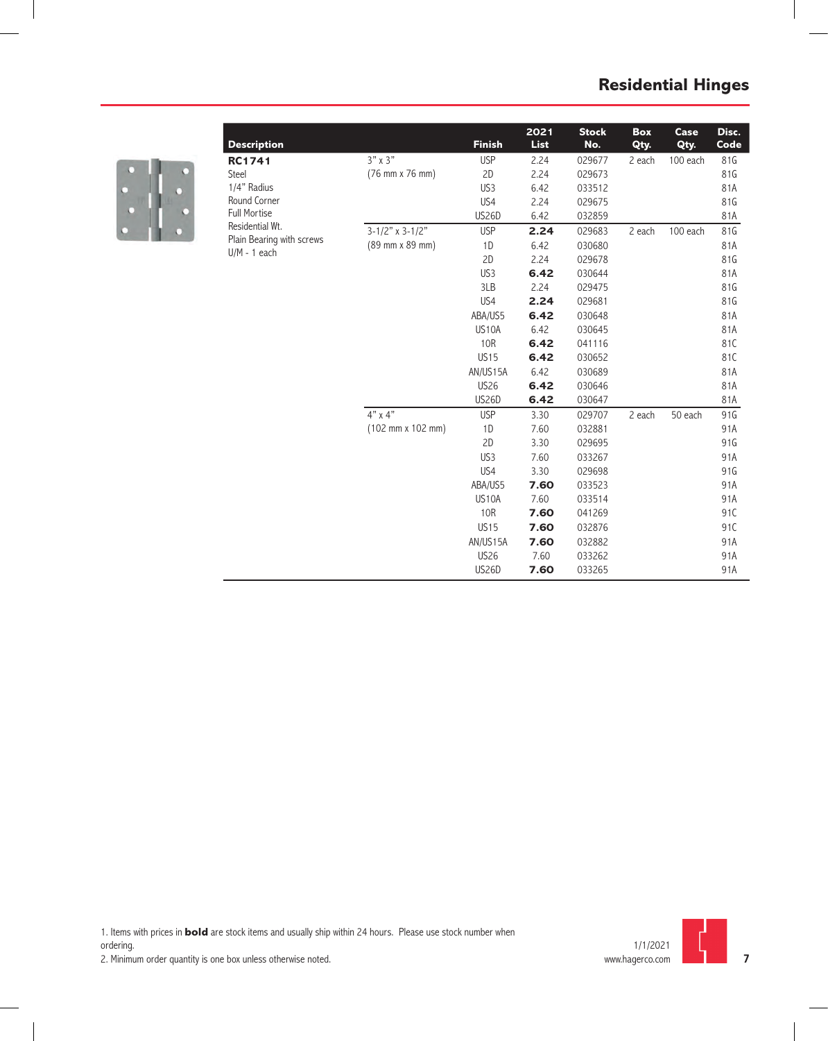# Residential Hinges

| Description | | Finish | 2021 List | Stock No. | Box Qty. | Case Qty. | Disc. Code |
|---|---|---|---|---|---|---|---|
| **RC1741** | 3" x 3" | USP | 2.24 | 029677 | 2 each | 100 each | 81G |
| Steel | (76 mm x 76 mm) | 2D | 2.24 | 029673 | | | 81G |
| 1/4" Radius | | US3 | 6.42 | 033512 | | | 81A |
| Round Corner | | US4 | 2.24 | 029675 | | | 81G |
| Full Mortise | | US26D | 6.42 | 032859 | | | 81A |
| Residential Wt. | 3-1/2" x 3-1/2" | USP | **2.24** | 029683 | 2 each | 100 each | 81G |
| Plain Bearing with screws | (89 mm x 89 mm) | 1D | 6.42 | 030680 | | | 81A |
| U/M - 1 each | | 2D | 2.24 | 029678 | | | 81G |
| | | US3 | **6.42** | 030644 | | | 81A |
| | | 3LB | 2.24 | 029475 | | | 81G |
| | | US4 | **2.24** | 029681 | | | 81G |
| | | ABA/US5 | **6.42** | 030648 | | | 81A |
| | | US10A | 6.42 | 030645 | | | 81A |
| | | 10R | **6.42** | 041116 | | | 81C |
| | | US15 | **6.42** | 030652 | | | 81C |
| | | AN/US15A | 6.42 | 030689 | | | 81A |
| | | US26 | **6.42** | 030646 | | | 81A |
| | | US26D | **6.42** | 030647 | | | 81A |
| | 4" x 4" | USP | 3.30 | 029707 | 2 each | 50 each | 91G |
| | (102 mm x 102 mm) | 1D | 7.60 | 032881 | | | 91A |
| | | 2D | 3.30 | 029695 | | | 91G |
| | | US3 | 7.60 | 033267 | | | 91A |
| | | US4 | 3.30 | 029698 | | | 91G |
| | | ABA/US5 | **7.60** | 033523 | | | 91A |
| | | US10A | 7.60 | 033514 | | | 91A |
| | | 10R | **7.60** | 041269 | | | 91C |
| | | US15 | **7.60** | 032876 | | | 91C |
| | | AN/US15A | **7.60** | 032882 | | | 91A |
| | | US26 | 7.60 | 033262 | | | 91A |
| | | US26D | **7.60** | 033265 | | | 91A |

1. Items with prices in **bold** are stock items and usually ship within 24 hours. Please use stock number when ordering.
2. Minimum order quantity is one box unless otherwise noted.

1/1/2021
www.hagerco.com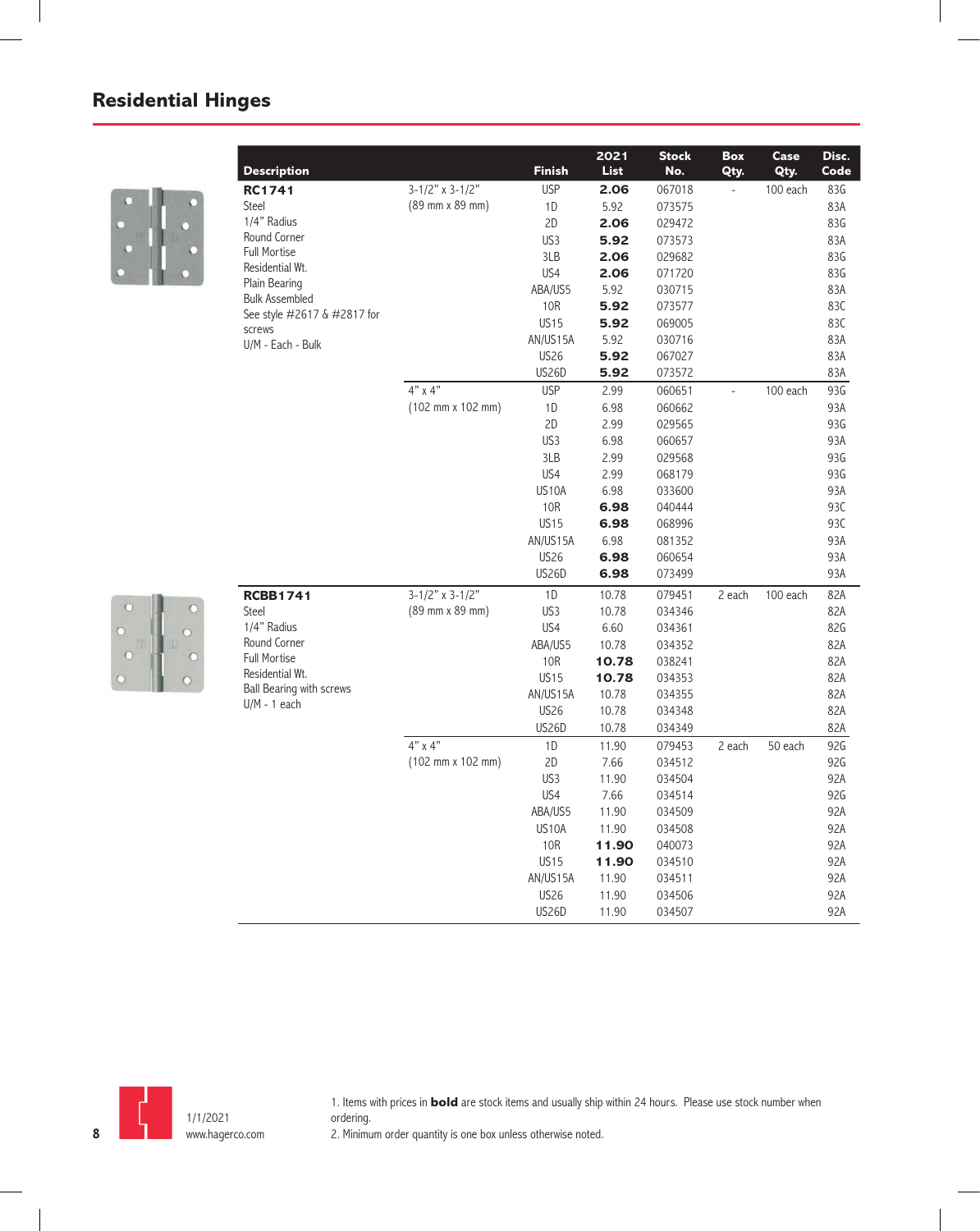## Residential Hinges

| Description | | Finish | 2021 List | Stock No. | Box Qty. | Case Qty. | Disc. Code |
|---|---|---|---|---|---|---|---|
| **RC1741** Steel, 1/4" Radius, Round Corner, Full Mortise, Residential Wt., Plain Bearing, Bulk Assembled, See style #2617 & #2817 for screws, U/M - Each - Bulk | 3-1/2" x 3-1/2" (89 mm x 89 mm) | USP | **2.06** | 067018 | - | 100 each | 83G |
| | | 1D | 5.92 | 073575 | | | 83A |
| | | 2D | **2.06** | 029472 | | | 83G |
| | | US3 | **5.92** | 073573 | | | 83A |
| | | 3LB | **2.06** | 029682 | | | 83G |
| | | US4 | **2.06** | 071720 | | | 83G |
| | | ABA/US5 | 5.92 | 030715 | | | 83A |
| | | 10R | **5.92** | 073577 | | | 83C |
| | | US15 | **5.92** | 069005 | | | 83C |
| | | AN/US15A | 5.92 | 030716 | | | 83A |
| | | US26 | **5.92** | 067027 | | | 83A |
| | | US26D | **5.92** | 073572 | | | 83A |
| | 4" x 4" (102 mm x 102 mm) | USP | 2.99 | 060651 | - | 100 each | 93G |
| | | 1D | 6.98 | 060662 | | | 93A |
| | | 2D | 2.99 | 029565 | | | 93G |
| | | US3 | 6.98 | 060657 | | | 93A |
| | | 3LB | 2.99 | 029568 | | | 93G |
| | | US4 | 2.99 | 068179 | | | 93G |
| | | US10A | 6.98 | 033600 | | | 93A |
| | | 10R | **6.98** | 040444 | | | 93C |
| | | US15 | **6.98** | 068996 | | | 93C |
| | | AN/US15A | 6.98 | 081352 | | | 93A |
| | | US26 | **6.98** | 060654 | | | 93A |
| | | US26D | **6.98** | 073499 | | | 93A |
| **RCBB1741** Steel, 1/4" Radius, Round Corner, Full Mortise, Residential Wt., Ball Bearing with screws, U/M - 1 each | 3-1/2" x 3-1/2" (89 mm x 89 mm) | 1D | 10.78 | 079451 | 2 each | 100 each | 82A |
| | | US3 | 10.78 | 034346 | | | 82A |
| | | US4 | 6.60 | 034361 | | | 82G |
| | | ABA/US5 | 10.78 | 034352 | | | 82A |
| | | 10R | **10.78** | 038241 | | | 82A |
| | | US15 | **10.78** | 034353 | | | 82A |
| | | AN/US15A | 10.78 | 034355 | | | 82A |
| | | US26 | 10.78 | 034348 | | | 82A |
| | | US26D | 10.78 | 034349 | | | 82A |
| | 4" x 4" (102 mm x 102 mm) | 1D | 11.90 | 079453 | 2 each | 50 each | 92G |
| | | 2D | 7.66 | 034512 | | | 92G |
| | | US3 | 11.90 | 034504 | | | 92A |
| | | US4 | 7.66 | 034514 | | | 92G |
| | | ABA/US5 | 11.90 | 034509 | | | 92A |
| | | US10A | 11.90 | 034508 | | | 92A |
| | | 10R | **11.90** | 040073 | | | 92A |
| | | US15 | **11.90** | 034510 | | | 92A |
| | | AN/US15A | 11.90 | 034511 | | | 92A |
| | | US26 | 11.90 | 034506 | | | 92A |
| | | US26D | 11.90 | 034507 | | | 92A |

1/1/2021
www.hagerco.com

1. Items with prices in **bold** are stock items and usually ship within 24 hours. Please use stock number when ordering.
2. Minimum order quantity is one box unless otherwise noted.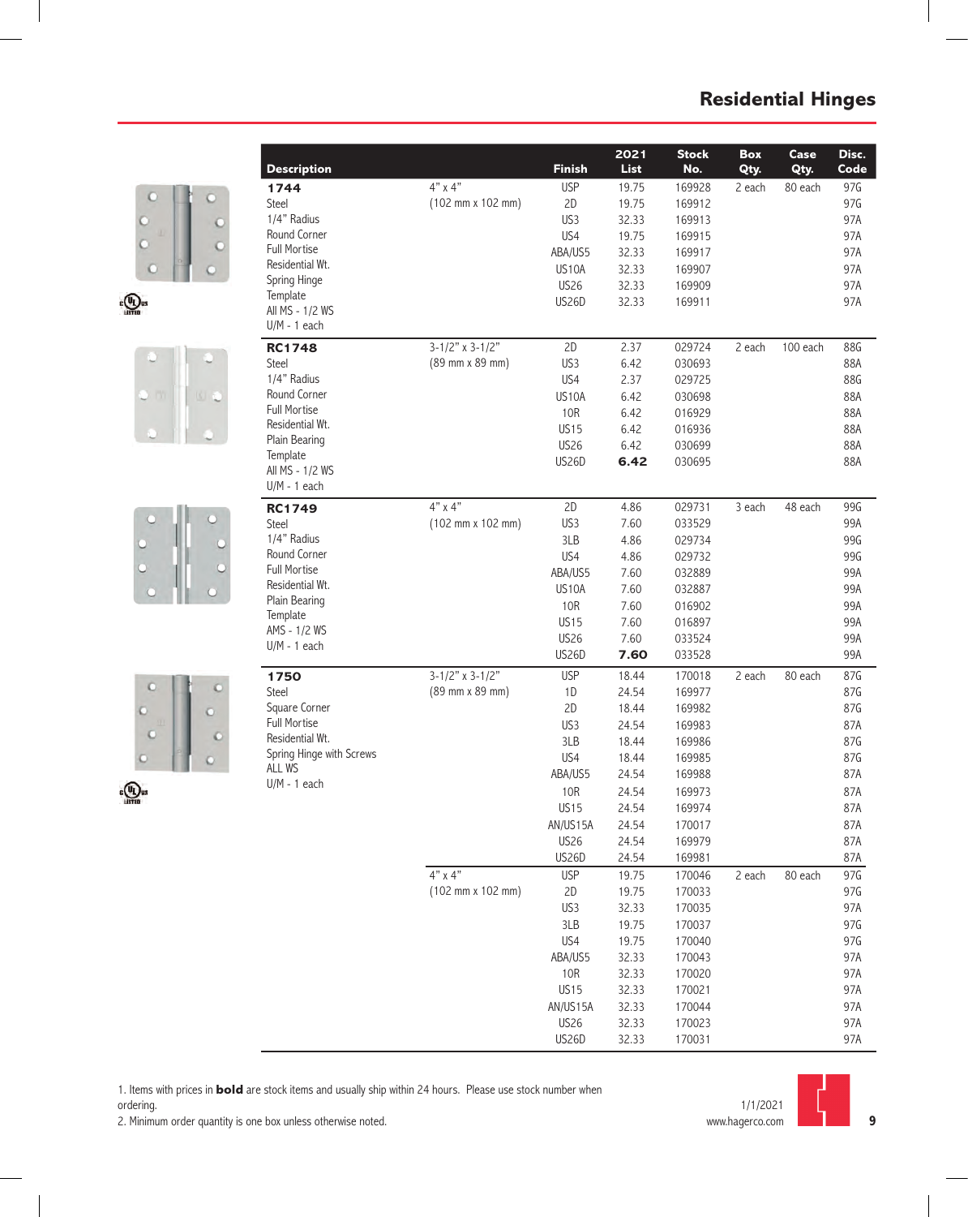# Residential Hinges

| Description | | Finish | 2021 List | Stock No. | Box Qty. | Case Qty. | Disc. Code |
|---|---|---|---|---|---|---|---|
| **1744** Steel 1/4" Radius Round Corner Full Mortise Residential Wt. Spring Hinge Template All MS - 1/2 WS U/M - 1 each | 4" x 4" (102 mm x 102 mm) | USP | 19.75 | 169928 | 2 each | 80 each | 97G |
| | | 2D | 19.75 | 169912 | | | 97G |
| | | US3 | 32.33 | 169913 | | | 97A |
| | | US4 | 19.75 | 169915 | | | 97A |
| | | ABA/US5 | 32.33 | 169917 | | | 97A |
| | | US10A | 32.33 | 169907 | | | 97A |
| | | US26 | 32.33 | 169909 | | | 97A |
| | | US26D | 32.33 | 169911 | | | 97A |
| **RC1748** Steel 1/4" Radius Round Corner Full Mortise Residential Wt. Plain Bearing Template All MS - 1/2 WS U/M - 1 each | 3-1/2" x 3-1/2" (89 mm x 89 mm) | 2D | 2.37 | 029724 | 2 each | 100 each | 88G |
| | | US3 | 6.42 | 030693 | | | 88A |
| | | US4 | 2.37 | 029725 | | | 88G |
| | | US10A | 6.42 | 030698 | | | 88A |
| | | 10R | 6.42 | 016929 | | | 88A |
| | | US15 | 6.42 | 016936 | | | 88A |
| | | US26 | 6.42 | 030699 | | | 88A |
| | | US26D | **6.42** | 030695 | | | 88A |
| **RC1749** Steel 1/4" Radius Round Corner Full Mortise Residential Wt. Plain Bearing Template AMS - 1/2 WS U/M - 1 each | 4" x 4" (102 mm x 102 mm) | 2D | 4.86 | 029731 | 3 each | 48 each | 99G |
| | | US3 | 7.60 | 033529 | | | 99A |
| | | 3LB | 4.86 | 029734 | | | 99G |
| | | US4 | 4.86 | 029732 | | | 99G |
| | | ABA/US5 | 7.60 | 032889 | | | 99A |
| | | US10A | 7.60 | 032887 | | | 99A |
| | | 10R | 7.60 | 016902 | | | 99A |
| | | US15 | 7.60 | 016897 | | | 99A |
| | | US26 | 7.60 | 033524 | | | 99A |
| | | US26D | **7.60** | 033528 | | | 99A |
| **1750** Steel Square Corner Full Mortise Residential Wt. Spring Hinge with Screws ALL WS U/M - 1 each | 3-1/2" x 3-1/2" (89 mm x 89 mm) | USP | 18.44 | 170018 | 2 each | 80 each | 87G |
| | | 1D | 24.54 | 169977 | | | 87G |
| | | 2D | 18.44 | 169982 | | | 87G |
| | | US3 | 24.54 | 169983 | | | 87A |
| | | 3LB | 18.44 | 169986 | | | 87G |
| | | US4 | 18.44 | 169985 | | | 87G |
| | | ABA/US5 | 24.54 | 169988 | | | 87A |
| | | 10R | 24.54 | 169973 | | | 87A |
| | | US15 | 24.54 | 169974 | | | 87A |
| | | AN/US15A | 24.54 | 170017 | | | 87A |
| | | US26 | 24.54 | 169979 | | | 87A |
| | | US26D | 24.54 | 169981 | | | 87A |
| | 4" x 4" (102 mm x 102 mm) | USP | 19.75 | 170046 | 2 each | 80 each | 97G |
| | | 2D | 19.75 | 170033 | | | 97G |
| | | US3 | 32.33 | 170035 | | | 97A |
| | | 3LB | 19.75 | 170037 | | | 97G |
| | | US4 | 19.75 | 170040 | | | 97G |
| | | ABA/US5 | 32.33 | 170043 | | | 97A |
| | | 10R | 32.33 | 170020 | | | 97A |
| | | US15 | 32.33 | 170021 | | | 97A |
| | | AN/US15A | 32.33 | 170044 | | | 97A |
| | | US26 | 32.33 | 170023 | | | 97A |
| | | US26D | 32.33 | 170031 | | | 97A |

1. Items with prices in **bold** are stock items and usually ship within 24 hours. Please use stock number when ordering.
2. Minimum order quantity is one box unless otherwise noted.

1/1/2021
www.hagerco.com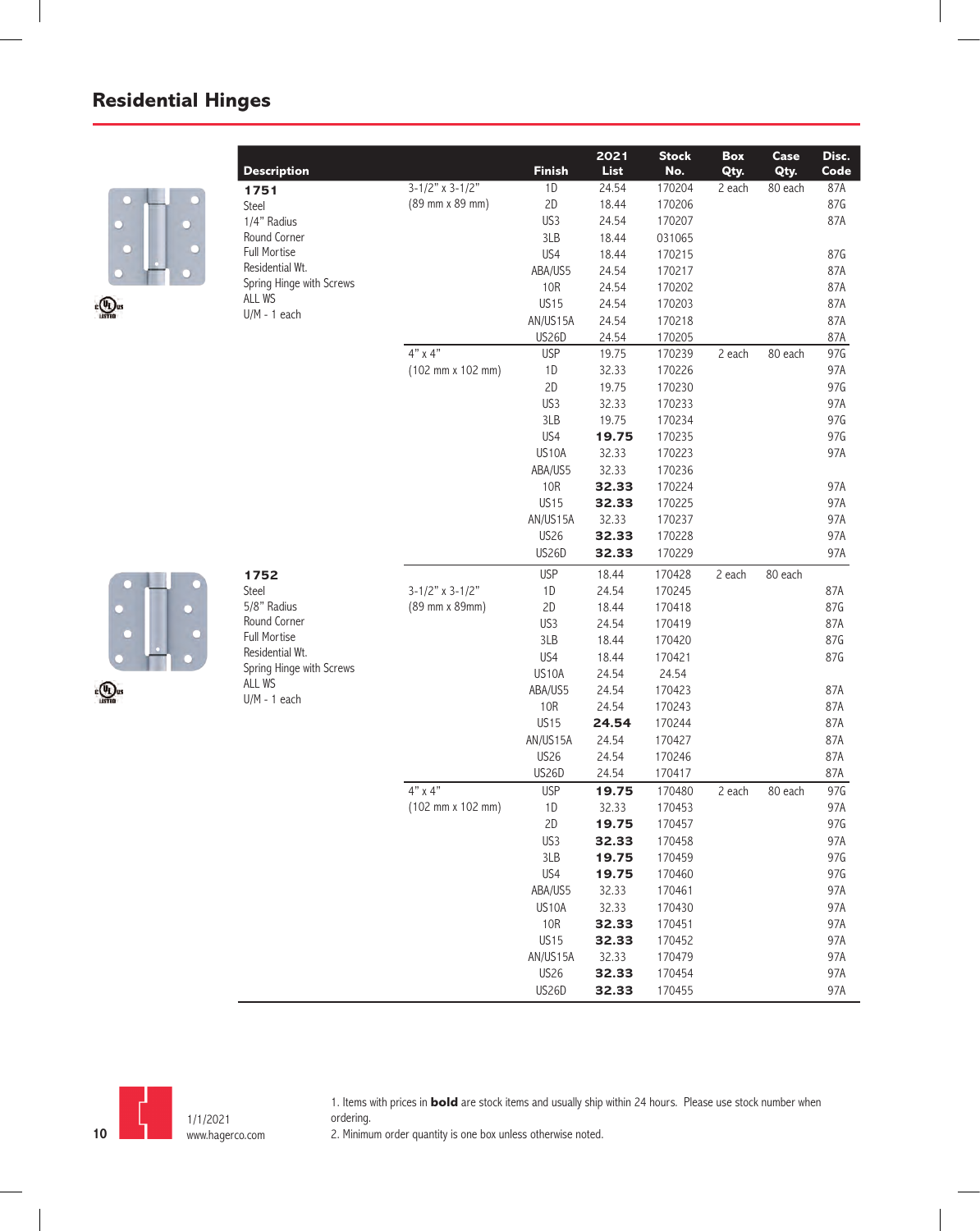## Residential Hinges

| Description | | Finish | 2021 List | Stock No. | Box Qty. | Case Qty. | Disc. Code |
|---|---|---|---|---|---|---|---|
| **1751** | 3-1/2" x 3-1/2" | 1D | 24.54 | 170204 | 2 each | 80 each | 87A |
| Steel | (89 mm x 89 mm) | 2D | 18.44 | 170206 | | | 87G |
| 1/4" Radius | | US3 | 24.54 | 170207 | | | 87A |
| Round Corner | | 3LB | 18.44 | 031065 | | | |
| Full Mortise | | US4 | 18.44 | 170215 | | | 87G |
| Residential Wt. | | ABA/US5 | 24.54 | 170217 | | | 87A |
| Spring Hinge with Screws | | 10R | 24.54 | 170202 | | | 87A |
| ALL WS | | US15 | 24.54 | 170203 | | | 87A |
| U/M - 1 each | | AN/US15A | 24.54 | 170218 | | | 87A |
| | | US26D | 24.54 | 170205 | | | 87A |
| | 4" x 4" | USP | 19.75 | 170239 | 2 each | 80 each | 97G |
| | (102 mm x 102 mm) | 1D | 32.33 | 170226 | | | 97A |
| | | 2D | 19.75 | 170230 | | | 97G |
| | | US3 | 32.33 | 170233 | | | 97A |
| | | 3LB | 19.75 | 170234 | | | 97G |
| | | US4 | **19.75** | 170235 | | | 97G |
| | | US10A | 32.33 | 170223 | | | 97A |
| | | ABA/US5 | 32.33 | 170236 | | | |
| | | 10R | **32.33** | 170224 | | | 97A |
| | | US15 | **32.33** | 170225 | | | 97A |
| | | AN/US15A | 32.33 | 170237 | | | 97A |
| | | US26 | **32.33** | 170228 | | | 97A |
| | | US26D | **32.33** | 170229 | | | 97A |
| **1752** | | USP | 18.44 | 170428 | 2 each | 80 each | |
| Steel | 3-1/2" x 3-1/2" | 1D | 24.54 | 170245 | | | 87A |
| 5/8" Radius | (89 mm x 89mm) | 2D | 18.44 | 170418 | | | 87G |
| Round Corner | | US3 | 24.54 | 170419 | | | 87A |
| Full Mortise | | 3LB | 18.44 | 170420 | | | 87G |
| Residential Wt. | | US4 | 18.44 | 170421 | | | 87G |
| Spring Hinge with Screws | | US10A | 24.54 | 24.54 | | | |
| ALL WS | | ABA/US5 | 24.54 | 170423 | | | 87A |
| U/M - 1 each | | 10R | 24.54 | 170243 | | | 87A |
| | | US15 | **24.54** | 170244 | | | 87A |
| | | AN/US15A | 24.54 | 170427 | | | 87A |
| | | US26 | 24.54 | 170246 | | | 87A |
| | | US26D | 24.54 | 170417 | | | 87A |
| | 4" x 4" | USP | **19.75** | 170480 | 2 each | 80 each | 97G |
| | (102 mm x 102 mm) | 1D | 32.33 | 170453 | | | 97A |
| | | 2D | **19.75** | 170457 | | | 97G |
| | | US3 | **32.33** | 170458 | | | 97A |
| | | 3LB | **19.75** | 170459 | | | 97G |
| | | US4 | **19.75** | 170460 | | | 97G |
| | | ABA/US5 | 32.33 | 170461 | | | 97A |
| | | US10A | 32.33 | 170430 | | | 97A |
| | | 10R | **32.33** | 170451 | | | 97A |
| | | US15 | **32.33** | 170452 | | | 97A |
| | | AN/US15A | 32.33 | 170479 | | | 97A |
| | | US26 | **32.33** | 170454 | | | 97A |
| | | US26D | **32.33** | 170455 | | | 97A |

1/1/2021
www.hagerco.com

1. Items with prices in **bold** are stock items and usually ship within 24 hours. Please use stock number when ordering.
2. Minimum order quantity is one box unless otherwise noted.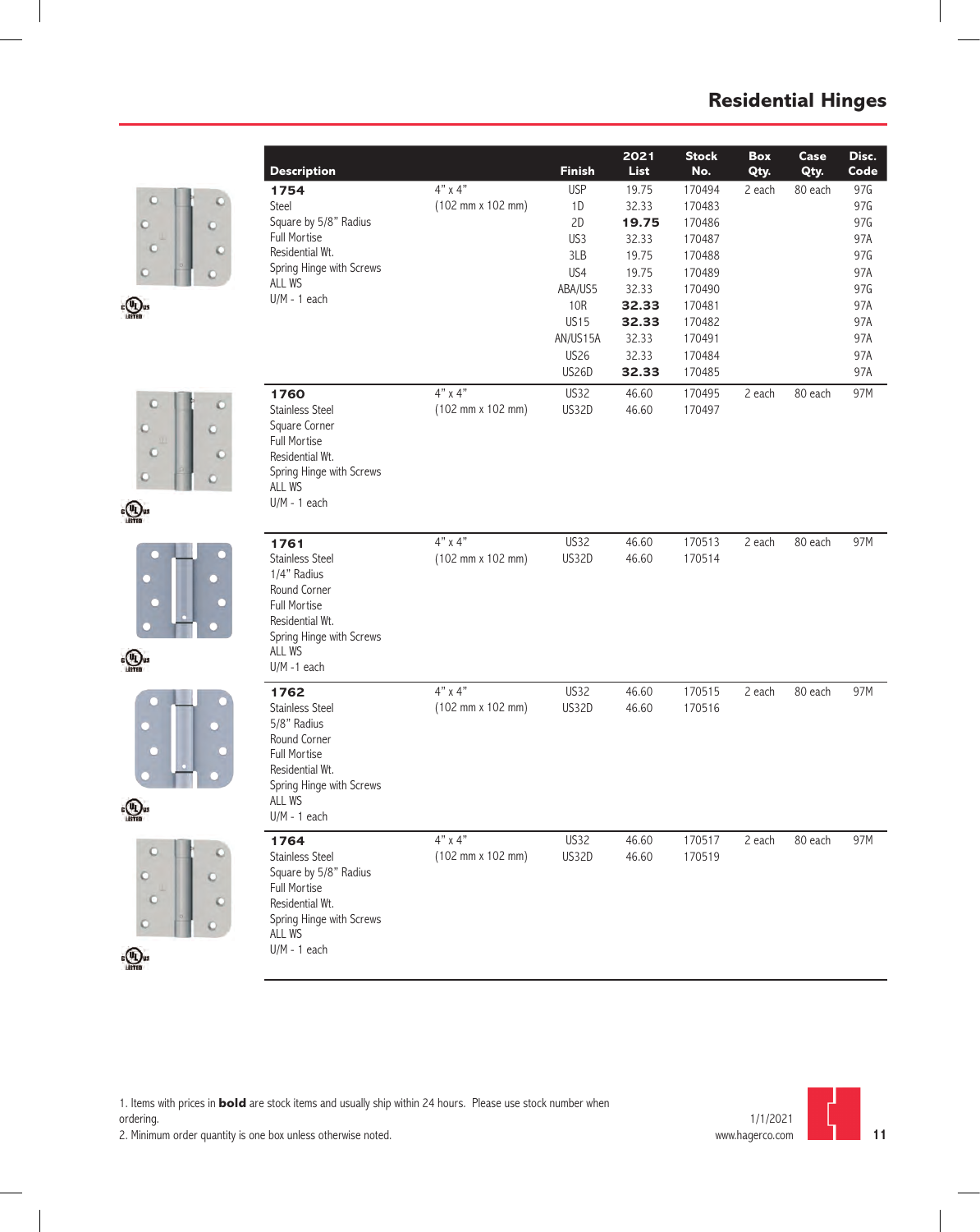# Residential Hinges

| Description | | Finish | 2021 List | Stock No. | Box Qty. | Case Qty. | Disc. Code |
|---|---|---|---|---|---|---|---|
| **1754** | 4" x 4" | USP | 19.75 | 170494 | 2 each | 80 each | 97G |
| Steel | (102 mm x 102 mm) | 1D | 32.33 | 170483 | | | 97G |
| Square by 5/8" Radius | | 2D | **19.75** | 170486 | | | 97G |
| Full Mortise | | US3 | 32.33 | 170487 | | | 97A |
| Residential Wt. | | 3LB | 19.75 | 170488 | | | 97G |
| Spring Hinge with Screws | | US4 | 19.75 | 170489 | | | 97A |
| ALL WS | | ABA/US5 | 32.33 | 170490 | | | 97G |
| U/M - 1 each | | 10R | **32.33** | 170481 | | | 97A |
| | | US15 | **32.33** | 170482 | | | 97A |
| | | AN/US15A | 32.33 | 170491 | | | 97A |
| | | US26 | 32.33 | 170484 | | | 97A |
| | | US26D | **32.33** | 170485 | | | 97A |
| **1760** | 4" x 4" | US32 | 46.60 | 170495 | 2 each | 80 each | 97M |
| Stainless Steel | (102 mm x 102 mm) | US32D | 46.60 | 170497 | | | |
| Square Corner | | | | | | | |
| Full Mortise | | | | | | | |
| Residential Wt. | | | | | | | |
| Spring Hinge with Screws | | | | | | | |
| ALL WS | | | | | | | |
| U/M - 1 each | | | | | | | |
| **1761** | 4" x 4" | US32 | 46.60 | 170513 | 2 each | 80 each | 97M |
| Stainless Steel | (102 mm x 102 mm) | US32D | 46.60 | 170514 | | | |
| 1/4" Radius | | | | | | | |
| Round Corner | | | | | | | |
| Full Mortise | | | | | | | |
| Residential Wt. | | | | | | | |
| Spring Hinge with Screws | | | | | | | |
| ALL WS | | | | | | | |
| U/M -1 each | | | | | | | |
| **1762** | 4" x 4" | US32 | 46.60 | 170515 | 2 each | 80 each | 97M |
| Stainless Steel | (102 mm x 102 mm) | US32D | 46.60 | 170516 | | | |
| 5/8" Radius | | | | | | | |
| Round Corner | | | | | | | |
| Full Mortise | | | | | | | |
| Residential Wt. | | | | | | | |
| Spring Hinge with Screws | | | | | | | |
| ALL WS | | | | | | | |
| U/M - 1 each | | | | | | | |
| **1764** | 4" x 4" | US32 | 46.60 | 170517 | 2 each | 80 each | 97M |
| Stainless Steel | (102 mm x 102 mm) | US32D | 46.60 | 170519 | | | |
| Square by 5/8" Radius | | | | | | | |
| Full Mortise | | | | | | | |
| Residential Wt. | | | | | | | |
| Spring Hinge with Screws | | | | | | | |
| ALL WS | | | | | | | |
| U/M - 1 each | | | | | | | |

1. Items with prices in **bold** are stock items and usually ship within 24 hours. Please use stock number when ordering.
2. Minimum order quantity is one box unless otherwise noted.

1/1/2021
www.hagerco.com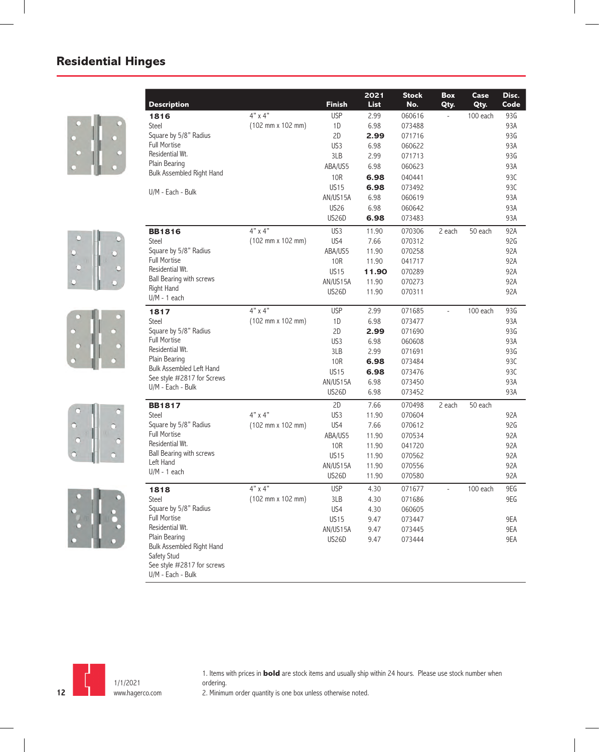## Residential Hinges

| Description | | Finish | 2021 List | Stock No. | Box Qty. | Case Qty. | Disc. Code |
|---|---|---|---|---|---|---|---|
| **1816** | 4" x 4" | USP | 2.99 | 060616 | - | 100 each | 93G |
| Steel | (102 mm x 102 mm) | 1D | 6.98 | 073488 | | | 93A |
| Square by 5/8" Radius | | 2D | **2.99** | 071716 | | | 93G |
| Full Mortise | | US3 | 6.98 | 060622 | | | 93A |
| Residential Wt. | | 3LB | 2.99 | 071713 | | | 93G |
| Plain Bearing | | ABA/US5 | 6.98 | 060623 | | | 93A |
| Bulk Assembled Right Hand | | 10R | **6.98** | 040441 | | | 93C |
| U/M - Each - Bulk | | US15 | **6.98** | 073492 | | | 93C |
| | | AN/US15A | 6.98 | 060619 | | | 93A |
| | | US26 | 6.98 | 060642 | | | 93A |
| | | US26D | **6.98** | 073483 | | | 93A |
| **BB1816** | 4" x 4" | US3 | 11.90 | 070306 | 2 each | 50 each | 92A |
| Steel | (102 mm x 102 mm) | US4 | 7.66 | 070312 | | | 92G |
| Square by 5/8" Radius | | ABA/US5 | 11.90 | 070258 | | | 92A |
| Full Mortise | | 10R | 11.90 | 041717 | | | 92A |
| Residential Wt. | | US15 | **11.90** | 070289 | | | 92A |
| Ball Bearing with screws | | AN/US15A | 11.90 | 070273 | | | 92A |
| Right Hand | | US26D | 11.90 | 070311 | | | 92A |
| U/M - 1 each | | | | | | | |
| **1817** | 4" x 4" | USP | 2.99 | 071685 | - | 100 each | 93G |
| Steel | (102 mm x 102 mm) | 1D | 6.98 | 073477 | | | 93A |
| Square by 5/8" Radius | | 2D | **2.99** | 071690 | | | 93G |
| Full Mortise | | US3 | 6.98 | 060608 | | | 93A |
| Residential Wt. | | 3LB | 2.99 | 071691 | | | 93G |
| Plain Bearing | | 10R | **6.98** | 073484 | | | 93C |
| Bulk Assembled Left Hand | | US15 | **6.98** | 073476 | | | 93C |
| See style #2817 for Screws | | AN/US15A | 6.98 | 073450 | | | 93A |
| U/M - Each - Bulk | | US26D | 6.98 | 073452 | | | 93A |
| **BB1817** | | 2D | 7.66 | 070498 | 2 each | 50 each | |
| Steel | 4" x 4" | US3 | 11.90 | 070604 | | | 92A |
| Square by 5/8" Radius | (102 mm x 102 mm) | US4 | 7.66 | 070612 | | | 92G |
| Full Mortise | | ABA/US5 | 11.90 | 070534 | | | 92A |
| Residential Wt. | | 10R | 11.90 | 041720 | | | 92A |
| Ball Bearing with screws | | US15 | 11.90 | 070562 | | | 92A |
| Left Hand | | AN/US15A | 11.90 | 070556 | | | 92A |
| U/M - 1 each | | US26D | 11.90 | 070580 | | | 92A |
| **1818** | 4" x 4" | USP | 4.30 | 071677 | - | 100 each | 9EG |
| Steel | (102 mm x 102 mm) | 3LB | 4.30 | 071686 | | | 9EG |
| Square by 5/8" Radius | | US4 | 4.30 | 060605 | | | |
| Full Mortise | | US15 | 9.47 | 073447 | | | 9EA |
| Residential Wt. | | AN/US15A | 9.47 | 073445 | | | 9EA |
| Plain Bearing | | US26D | 9.47 | 073444 | | | 9EA |
| Bulk Assembled Right Hand | | | | | | | |
| Safety Stud | | | | | | | |
| See style #2817 for screws | | | | | | | |
| U/M - Each - Bulk | | | | | | | |

1. Items with prices in **bold** are stock items and usually ship within 24 hours. Please use stock number when ordering.
2. Minimum order quantity is one box unless otherwise noted.

1/1/2021
www.hagerco.com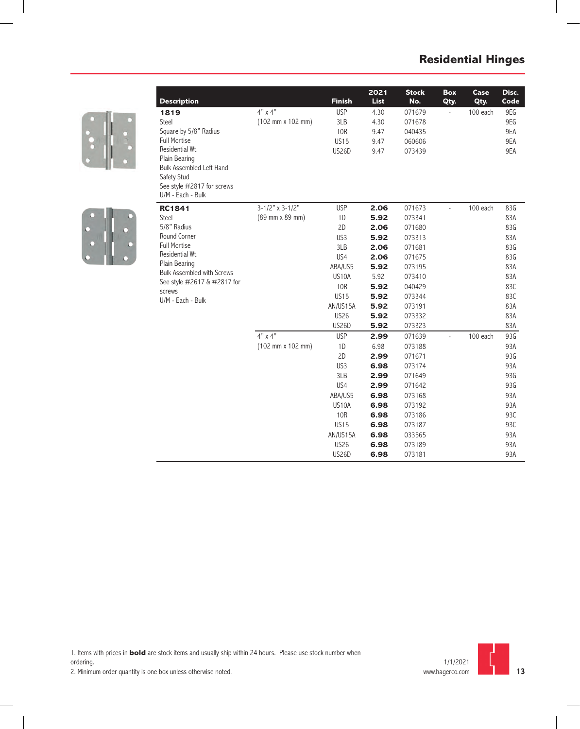# Residential Hinges

| Description | | Finish | 2021 List | Stock No. | Box Qty. | Case Qty. | Disc. Code |
|---|---|---|---|---|---|---|---|
| **1819**<br>Steel<br>Square by 5/8" Radius<br>Full Mortise<br>Residential Wt.<br>Plain Bearing<br>Bulk Assembled Left Hand<br>Safety Stud<br>See style #2817 for screws<br>U/M - Each - Bulk | 4" x 4"<br>(102 mm x 102 mm) | USP | 4.30 | 071679 | - | 100 each | 9EG |
| | | 3LB | 4.30 | 071678 | | | 9EG |
| | | 10R | 9.47 | 040435 | | | 9EA |
| | | US15 | 9.47 | 060606 | | | 9EA |
| | | US26D | 9.47 | 073439 | | | 9EA |
| **RC1841**<br>Steel<br>5/8" Radius<br>Round Corner<br>Full Mortise<br>Residential Wt.<br>Plain Bearing<br>Bulk Assembled with Screws<br>See style #2617 & #2817 for screws<br>U/M - Each - Bulk | 3-1/2" x 3-1/2"<br>(89 mm x 89 mm) | USP | **2.06** | 071673 | - | 100 each | 83G |
| | | 1D | **5.92** | 073341 | | | 83A |
| | | 2D | **2.06** | 071680 | | | 83G |
| | | US3 | **5.92** | 073313 | | | 83A |
| | | 3LB | **2.06** | 071681 | | | 83G |
| | | US4 | **2.06** | 071675 | | | 83G |
| | | ABA/US5 | **5.92** | 073195 | | | 83A |
| | | US10A | 5.92 | 073410 | | | 83A |
| | | 10R | **5.92** | 040429 | | | 83C |
| | | US15 | **5.92** | 073344 | | | 83C |
| | | AN/US15A | **5.92** | 073191 | | | 83A |
| | | US26 | **5.92** | 073332 | | | 83A |
| | | US26D | **5.92** | 073323 | | | 83A |
| | 4" x 4"<br>(102 mm x 102 mm) | USP | **2.99** | 071639 | - | 100 each | 93G |
| | | 1D | 6.98 | 073188 | | | 93A |
| | | 2D | **2.99** | 071671 | | | 93G |
| | | US3 | **6.98** | 073174 | | | 93A |
| | | 3LB | **2.99** | 071649 | | | 93G |
| | | US4 | **2.99** | 071642 | | | 93G |
| | | ABA/US5 | **6.98** | 073168 | | | 93A |
| | | US10A | **6.98** | 073192 | | | 93A |
| | | 10R | **6.98** | 073186 | | | 93C |
| | | US15 | **6.98** | 073187 | | | 93C |
| | | AN/US15A | **6.98** | 033565 | | | 93A |
| | | US26 | **6.98** | 073189 | | | 93A |
| | | US26D | **6.98** | 073181 | | | 93A |

1. Items with prices in **bold** are stock items and usually ship within 24 hours. Please use stock number when ordering.
2. Minimum order quantity is one box unless otherwise noted.

1/1/2021
www.hagerco.com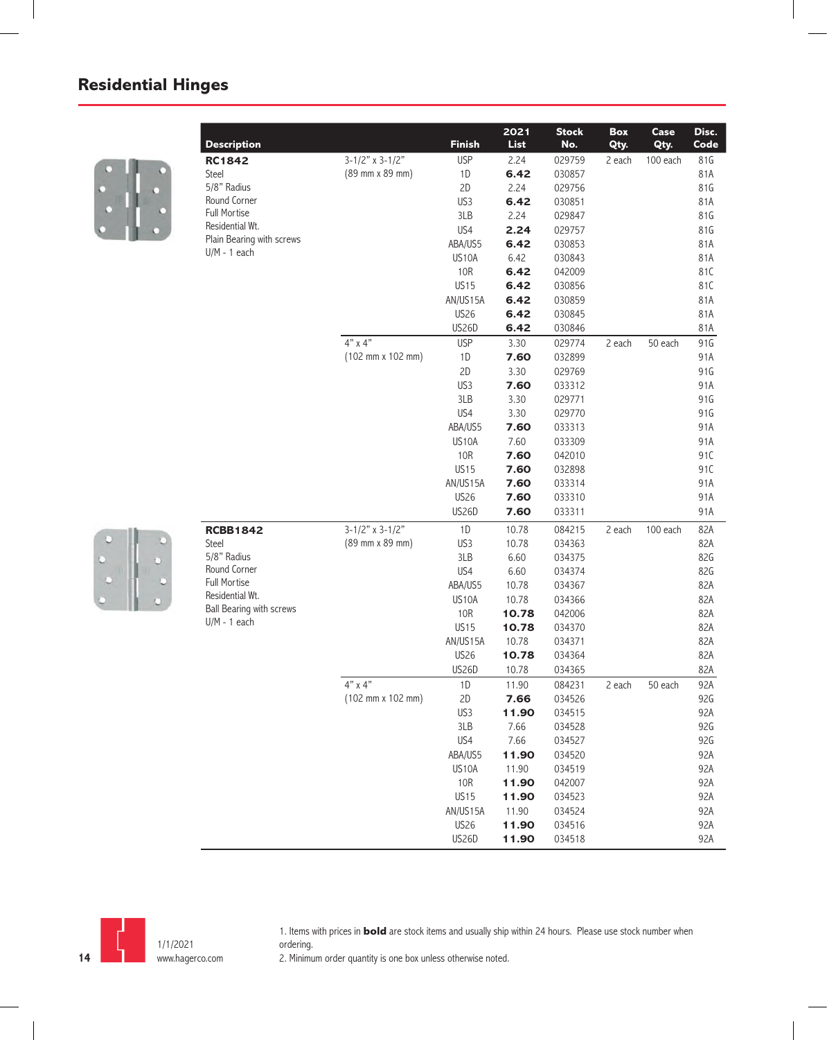## Residential Hinges

| Description | | Finish | 2021 List | Stock No. | Box Qty. | Case Qty. | Disc. Code |
|---|---|---|---|---|---|---|---|
| **RC1842** | 3-1/2" x 3-1/2" | USP | 2.24 | 029759 | 2 each | 100 each | 81G |
| Steel | (89 mm x 89 mm) | 1D | **6.42** | 030857 | | | 81A |
| 5/8" Radius | | 2D | 2.24 | 029756 | | | 81G |
| Round Corner | | US3 | **6.42** | 030851 | | | 81A |
| Full Mortise | | 3LB | 2.24 | 029847 | | | 81G |
| Residential Wt. | | US4 | **2.24** | 029757 | | | 81G |
| Plain Bearing with screws | | ABA/US5 | **6.42** | 030853 | | | 81A |
| U/M - 1 each | | US10A | 6.42 | 030843 | | | 81A |
| | | 10R | **6.42** | 042009 | | | 81C |
| | | US15 | **6.42** | 030856 | | | 81C |
| | | AN/US15A | **6.42** | 030859 | | | 81A |
| | | US26 | **6.42** | 030845 | | | 81A |
| | | US26D | **6.42** | 030846 | | | 81A |
| | 4" x 4" | USP | 3.30 | 029774 | 2 each | 50 each | 91G |
| | (102 mm x 102 mm) | 1D | **7.60** | 032899 | | | 91A |
| | | 2D | 3.30 | 029769 | | | 91G |
| | | US3 | **7.60** | 033312 | | | 91A |
| | | 3LB | 3.30 | 029771 | | | 91G |
| | | US4 | 3.30 | 029770 | | | 91G |
| | | ABA/US5 | **7.60** | 033313 | | | 91A |
| | | US10A | 7.60 | 033309 | | | 91A |
| | | 10R | **7.60** | 042010 | | | 91C |
| | | US15 | **7.60** | 032898 | | | 91C |
| | | AN/US15A | **7.60** | 033314 | | | 91A |
| | | US26 | **7.60** | 033310 | | | 91A |
| | | US26D | **7.60** | 033311 | | | 91A |
| **RCBB1842** | 3-1/2" x 3-1/2" | 1D | 10.78 | 084215 | 2 each | 100 each | 82A |
| Steel | (89 mm x 89 mm) | US3 | 10.78 | 034363 | | | 82A |
| 5/8" Radius | | 3LB | 6.60 | 034375 | | | 82G |
| Round Corner | | US4 | 6.60 | 034374 | | | 82G |
| Full Mortise | | ABA/US5 | 10.78 | 034367 | | | 82A |
| Residential Wt. | | US10A | 10.78 | 034366 | | | 82A |
| Ball Bearing with screws | | 10R | **10.78** | 042006 | | | 82A |
| U/M - 1 each | | US15 | **10.78** | 034370 | | | 82A |
| | | AN/US15A | 10.78 | 034371 | | | 82A |
| | | US26 | **10.78** | 034364 | | | 82A |
| | | US26D | 10.78 | 034365 | | | 82A |
| | 4" x 4" | 1D | 11.90 | 084231 | 2 each | 50 each | 92A |
| | (102 mm x 102 mm) | 2D | **7.66** | 034526 | | | 92G |
| | | US3 | **11.90** | 034515 | | | 92A |
| | | 3LB | 7.66 | 034528 | | | 92G |
| | | US4 | 7.66 | 034527 | | | 92G |
| | | ABA/US5 | **11.90** | 034520 | | | 92A |
| | | US10A | 11.90 | 034519 | | | 92A |
| | | 10R | **11.90** | 042007 | | | 92A |
| | | US15 | **11.90** | 034523 | | | 92A |
| | | AN/US15A | 11.90 | 034524 | | | 92A |
| | | US26 | **11.90** | 034516 | | | 92A |
| | | US26D | **11.90** | 034518 | | | 92A |

1. Items with prices in **bold** are stock items and usually ship within 24 hours. Please use stock number when ordering.
2. Minimum order quantity is one box unless otherwise noted.

1/1/2021
www.hagerco.com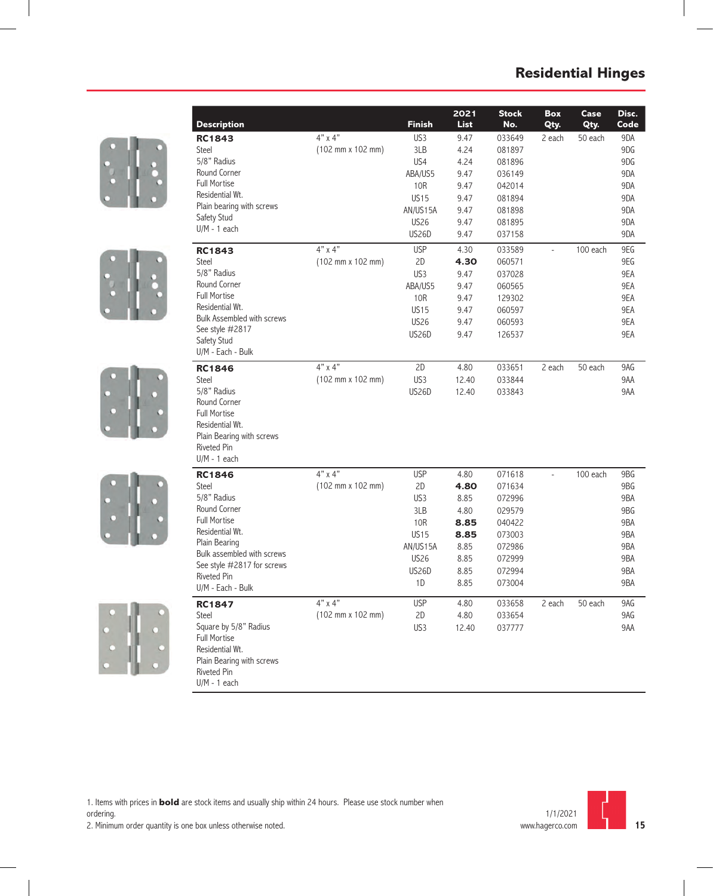## Residential Hinges

| Description | | Finish | 2021 List | Stock No. | Box Qty. | Case Qty. | Disc. Code |
|---|---|---|---|---|---|---|---|
| **RC1843** | 4" x 4" | US3 | 9.47 | 033649 | 2 each | 50 each | 9DA |
| Steel | (102 mm x 102 mm) | 3LB | 4.24 | 081897 | | | 9DG |
| 5/8" Radius | | US4 | 4.24 | 081896 | | | 9DG |
| Round Corner | | ABA/US5 | 9.47 | 036149 | | | 9DA |
| Full Mortise | | 10R | 9.47 | 042014 | | | 9DA |
| Residential Wt. | | US15 | 9.47 | 081894 | | | 9DA |
| Plain bearing with screws | | AN/US15A | 9.47 | 081898 | | | 9DA |
| Safety Stud | | US26 | 9.47 | 081895 | | | 9DA |
| U/M - 1 each | | US26D | 9.47 | 037158 | | | 9DA |
| **RC1843** | 4" x 4" | USP | 4.30 | 033589 | - | 100 each | 9EG |
| Steel | (102 mm x 102 mm) | 2D | **4.30** | 060571 | | | 9EG |
| 5/8" Radius | | US3 | 9.47 | 037028 | | | 9EA |
| Round Corner | | ABA/US5 | 9.47 | 060565 | | | 9EA |
| Full Mortise | | 10R | 9.47 | 129302 | | | 9EA |
| Residential Wt. | | US15 | 9.47 | 060597 | | | 9EA |
| Bulk Assembled with screws | | US26 | 9.47 | 060593 | | | 9EA |
| See style #2817 | | US26D | 9.47 | 126537 | | | 9EA |
| Safety Stud | | | | | | | |
| U/M - Each - Bulk | | | | | | | |
| **RC1846** | 4" x 4" | 2D | 4.80 | 033651 | 2 each | 50 each | 9AG |
| Steel | (102 mm x 102 mm) | US3 | 12.40 | 033844 | | | 9AA |
| 5/8" Radius | | US26D | 12.40 | 033843 | | | 9AA |
| Round Corner | | | | | | | |
| Full Mortise | | | | | | | |
| Residential Wt. | | | | | | | |
| Plain Bearing with screws | | | | | | | |
| Riveted Pin | | | | | | | |
| U/M - 1 each | | | | | | | |
| **RC1846** | 4" x 4" | USP | 4.80 | 071618 | - | 100 each | 9BG |
| Steel | (102 mm x 102 mm) | 2D | **4.80** | 071634 | | | 9BG |
| 5/8" Radius | | US3 | 8.85 | 072996 | | | 9BA |
| Round Corner | | 3LB | 4.80 | 029579 | | | 9BG |
| Full Mortise | | 10R | **8.85** | 040422 | | | 9BA |
| Residential Wt. | | US15 | **8.85** | 073003 | | | 9BA |
| Plain Bearing | | AN/US15A | 8.85 | 072986 | | | 9BA |
| Bulk assembled with screws | | US26 | 8.85 | 072999 | | | 9BA |
| See style #2817 for screws | | US26D | 8.85 | 072994 | | | 9BA |
| Riveted Pin | | 1D | 8.85 | 073004 | | | 9BA |
| U/M - Each - Bulk | | | | | | | |
| **RC1847** | 4" x 4" | USP | 4.80 | 033658 | 2 each | 50 each | 9AG |
| Steel | (102 mm x 102 mm) | 2D | 4.80 | 033654 | | | 9AG |
| Square by 5/8" Radius | | US3 | 12.40 | 037777 | | | 9AA |
| Full Mortise | | | | | | | |
| Residential Wt. | | | | | | | |
| Plain Bearing with screws | | | | | | | |
| Riveted Pin | | | | | | | |
| U/M - 1 each | | | | | | | |

1. Items with prices in **bold** are stock items and usually ship within 24 hours. Please use stock number when ordering.
2. Minimum order quantity is one box unless otherwise noted.

1/1/2021
www.hagerco.com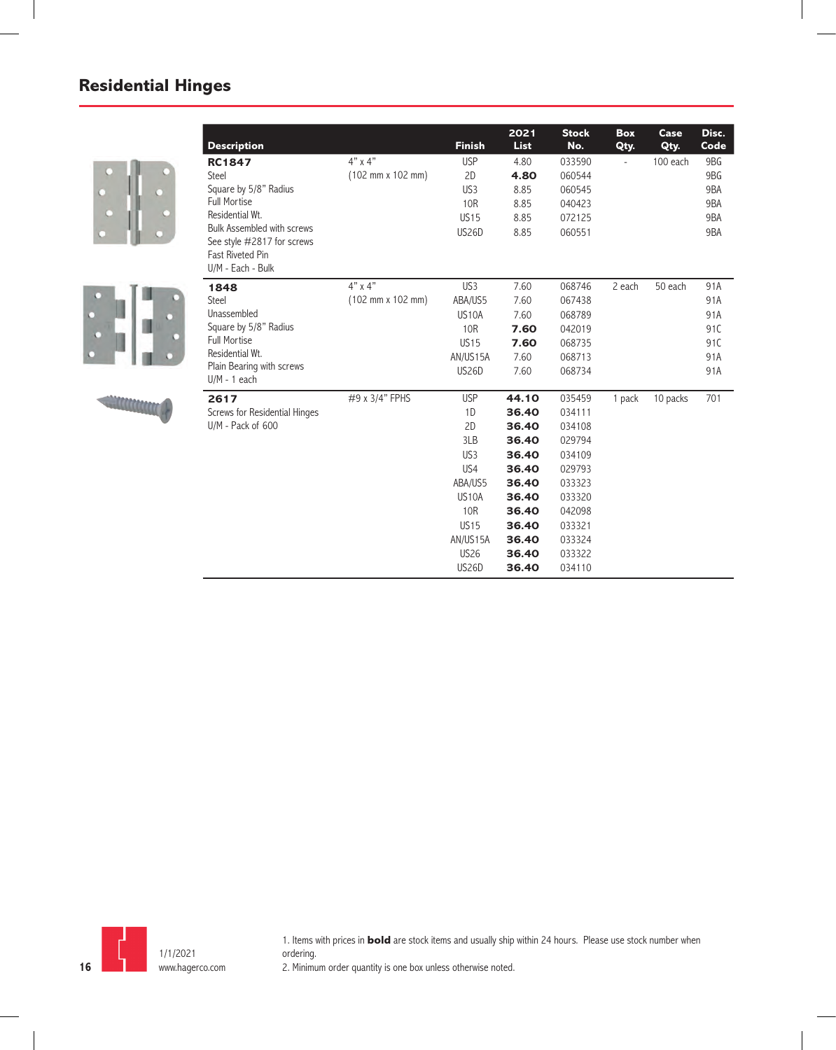## Residential Hinges

| Description | | Finish | 2021 List | Stock No. | Box Qty. | Case Qty. | Disc. Code |
|---|---|---|---|---|---|---|---|
| **RC1847** | 4" x 4" | USP | 4.80 | 033590 | - | 100 each | 9BG |
| Steel | (102 mm x 102 mm) | 2D | **4.80** | 060544 | | | 9BG |
| Square by 5/8" Radius | | US3 | 8.85 | 060545 | | | 9BA |
| Full Mortise | | 10R | 8.85 | 040423 | | | 9BA |
| Residential Wt. | | US15 | 8.85 | 072125 | | | 9BA |
| Bulk Assembled with screws | | US26D | 8.85 | 060551 | | | 9BA |
| See style #2817 for screws | | | | | | | |
| Fast Riveted Pin | | | | | | | |
| U/M - Each - Bulk | | | | | | | |
| **1848** | 4" x 4" | US3 | 7.60 | 068746 | 2 each | 50 each | 91A |
| Steel | (102 mm x 102 mm) | ABA/US5 | 7.60 | 067438 | | | 91A |
| Unassembled | | US10A | 7.60 | 068789 | | | 91A |
| Square by 5/8" Radius | | 10R | **7.60** | 042019 | | | 91C |
| Full Mortise | | US15 | **7.60** | 068735 | | | 91C |
| Residential Wt. | | AN/US15A | 7.60 | 068713 | | | 91A |
| Plain Bearing with screws | | US26D | 7.60 | 068734 | | | 91A |
| U/M - 1 each | | | | | | | |
| **2617** | #9 x 3/4" FPHS | USP | **44.10** | 035459 | 1 pack | 10 packs | 701 |
| Screws for Residential Hinges | | 1D | **36.40** | 034111 | | | |
| U/M - Pack of 600 | | 2D | **36.40** | 034108 | | | |
| | | 3LB | **36.40** | 029794 | | | |
| | | US3 | **36.40** | 034109 | | | |
| | | US4 | **36.40** | 029793 | | | |
| | | ABA/US5 | **36.40** | 033323 | | | |
| | | US10A | **36.40** | 033320 | | | |
| | | 10R | **36.40** | 042098 | | | |
| | | US15 | **36.40** | 033321 | | | |
| | | AN/US15A | **36.40** | 033324 | | | |
| | | US26 | **36.40** | 033322 | | | |
| | | US26D | **36.40** | 034110 | | | |

1/1/2021
www.hagerco.com

1. Items with prices in **bold** are stock items and usually ship within 24 hours. Please use stock number when ordering.
2. Minimum order quantity is one box unless otherwise noted.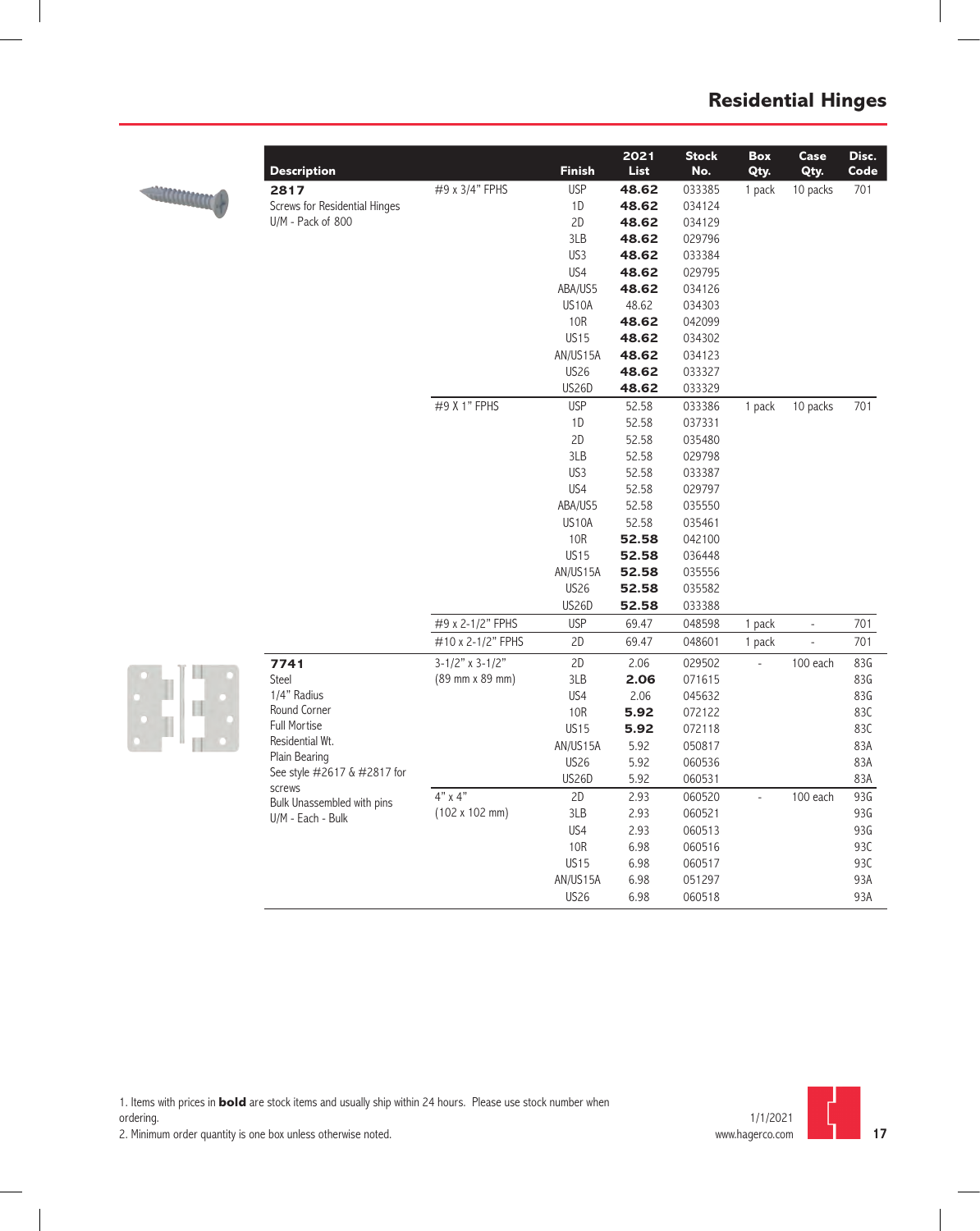## Residential Hinges

| Description | | Finish | 2021 List | Stock No. | Box Qty. | Case Qty. | Disc. Code |
|---|---|---|---|---|---|---|---|
| **2817** Screws for Residential Hinges U/M - Pack of 800 | #9 x 3/4" FPHS | USP | **48.62** | 033385 | 1 pack | 10 packs | 701 |
| | | 1D | **48.62** | 034124 | | | |
| | | 2D | **48.62** | 034129 | | | |
| | | 3LB | **48.62** | 029796 | | | |
| | | US3 | **48.62** | 033384 | | | |
| | | US4 | **48.62** | 029795 | | | |
| | | ABA/US5 | **48.62** | 034126 | | | |
| | | US10A | 48.62 | 034303 | | | |
| | | 10R | **48.62** | 042099 | | | |
| | | US15 | **48.62** | 034302 | | | |
| | | AN/US15A | **48.62** | 034123 | | | |
| | | US26 | **48.62** | 033327 | | | |
| | | US26D | **48.62** | 033329 | | | |
| | #9 X 1" FPHS | USP | 52.58 | 033386 | 1 pack | 10 packs | 701 |
| | | 1D | 52.58 | 037331 | | | |
| | | 2D | 52.58 | 035480 | | | |
| | | 3LB | 52.58 | 029798 | | | |
| | | US3 | 52.58 | 033387 | | | |
| | | US4 | 52.58 | 029797 | | | |
| | | ABA/US5 | 52.58 | 035550 | | | |
| | | US10A | 52.58 | 035461 | | | |
| | | 10R | **52.58** | 042100 | | | |
| | | US15 | **52.58** | 036448 | | | |
| | | AN/US15A | **52.58** | 035556 | | | |
| | | US26 | **52.58** | 035582 | | | |
| | | US26D | **52.58** | 033388 | | | |
| | #9 x 2-1/2" FPHS | USP | 69.47 | 048598 | 1 pack | - | 701 |
| | #10 x 2-1/2" FPHS | 2D | 69.47 | 048601 | 1 pack | - | 701 |
| **7741** Steel 1/4" Radius Round Corner Full Mortise Residential Wt. Plain Bearing See style #2617 & #2817 for screws Bulk Unassembled with pins U/M - Each - Bulk | 3-1/2" x 3-1/2" (89 mm x 89 mm) | 2D | 2.06 | 029502 | - | 100 each | 83G |
| | | 3LB | **2.06** | 071615 | | | 83G |
| | | US4 | 2.06 | 045632 | | | 83G |
| | | 10R | **5.92** | 072122 | | | 83C |
| | | US15 | **5.92** | 072118 | | | 83C |
| | | AN/US15A | 5.92 | 050817 | | | 83A |
| | | US26 | 5.92 | 060536 | | | 83A |
| | | US26D | 5.92 | 060531 | | | 83A |
| | 4" x 4" (102 x 102 mm) | 2D | 2.93 | 060520 | - | 100 each | 93G |
| | | 3LB | 2.93 | 060521 | | | 93G |
| | | US4 | 2.93 | 060513 | | | 93G |
| | | 10R | 6.98 | 060516 | | | 93C |
| | | US15 | 6.98 | 060517 | | | 93C |
| | | AN/US15A | 6.98 | 051297 | | | 93A |
| | | US26 | 6.98 | 060518 | | | 93A |

1. Items with prices in **bold** are stock items and usually ship within 24 hours. Please use stock number when ordering.
2. Minimum order quantity is one box unless otherwise noted.

1/1/2021
www.hagerco.com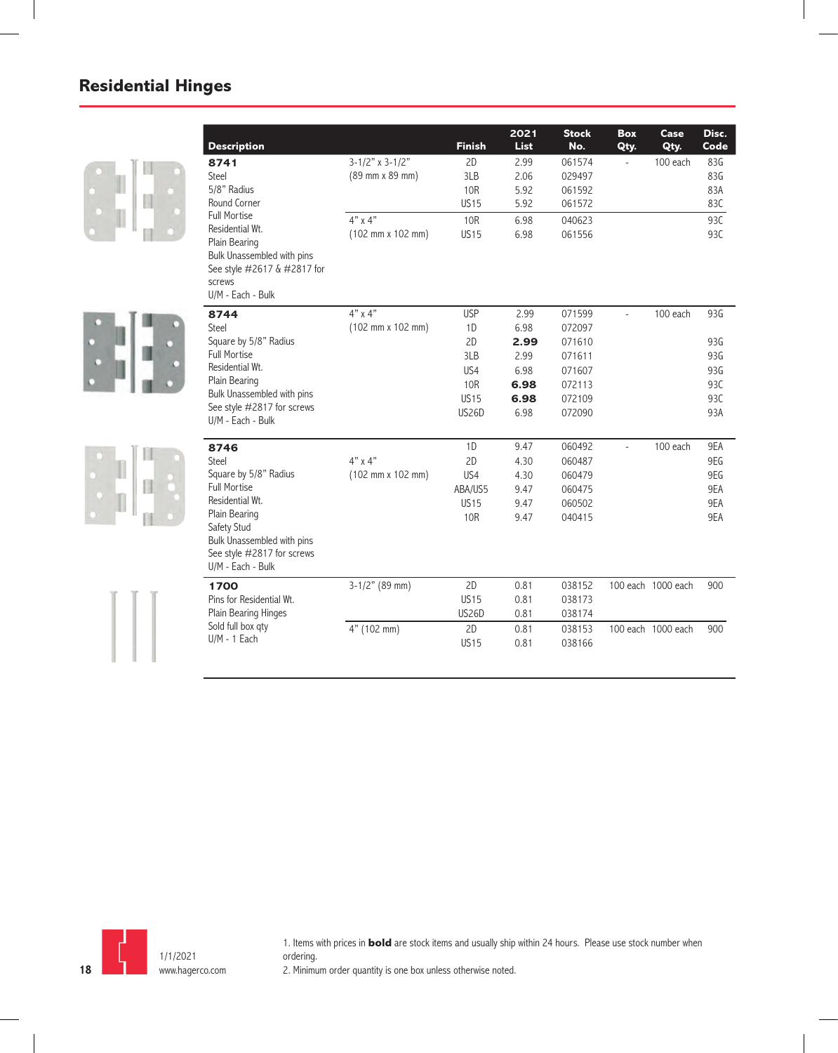## Residential Hinges

| Description | | Finish | 2021 List | Stock No. | Box Qty. | Case Qty. | Disc. Code |
|---|---|---|---|---|---|---|---|
| **8741** | 3-1/2" x 3-1/2" | 2D | 2.99 | 061574 | - | 100 each | 83G |
| Steel | (89 mm x 89 mm) | 3LB | 2.06 | 029497 | | | 83G |
| 5/8" Radius | | 10R | 5.92 | 061592 | | | 83A |
| Round Corner | | US15 | 5.92 | 061572 | | | 83C |
| Full Mortise | 4" x 4" | 10R | 6.98 | 040623 | | | 93C |
| Residential Wt. | (102 mm x 102 mm) | US15 | 6.98 | 061556 | | | 93C |
| Plain Bearing | | | | | | | |
| Bulk Unassembled with pins | | | | | | | |
| See style #2617 & #2817 for screws | | | | | | | |
| U/M - Each - Bulk | | | | | | | |
| **8744** | 4" x 4" | USP | 2.99 | 071599 | - | 100 each | 93G |
| Steel | (102 mm x 102 mm) | 1D | 6.98 | 072097 | | | |
| Square by 5/8" Radius | | 2D | **2.99** | 071610 | | | 93G |
| Full Mortise | | 3LB | 2.99 | 071611 | | | 93G |
| Residential Wt. | | US4 | 6.98 | 071607 | | | 93G |
| Plain Bearing | | 10R | **6.98** | 072113 | | | 93C |
| Bulk Unassembled with pins | | US15 | **6.98** | 072109 | | | 93C |
| See style #2817 for screws | | US26D | 6.98 | 072090 | | | 93A |
| U/M - Each - Bulk | | | | | | | |
| **8746** | | 1D | 9.47 | 060492 | - | 100 each | 9EA |
| Steel | 4" x 4" | 2D | 4.30 | 060487 | | | 9EG |
| Square by 5/8" Radius | (102 mm x 102 mm) | US4 | 4.30 | 060479 | | | 9EG |
| Full Mortise | | ABA/US5 | 9.47 | 060475 | | | 9EA |
| Residential Wt. | | US15 | 9.47 | 060502 | | | 9EA |
| Plain Bearing | | 10R | 9.47 | 040415 | | | 9EA |
| Safety Stud | | | | | | | |
| Bulk Unassembled with pins | | | | | | | |
| See style #2817 for screws | | | | | | | |
| U/M - Each - Bulk | | | | | | | |
| **1700** | 3-1/2" (89 mm) | 2D | 0.81 | 038152 | 100 each | 1000 each | 900 |
| Pins for Residential Wt. | | US15 | 0.81 | 038173 | | | |
| Plain Bearing Hinges | | US26D | 0.81 | 038174 | | | |
| Sold full box qty | 4" (102 mm) | 2D | 0.81 | 038153 | 100 each | 1000 each | 900 |
| U/M - 1 Each | | US15 | 0.81 | 038166 | | | |

1/1/2021
www.hagerco.com

1. Items with prices in **bold** are stock items and usually ship within 24 hours. Please use stock number when ordering.
2. Minimum order quantity is one box unless otherwise noted.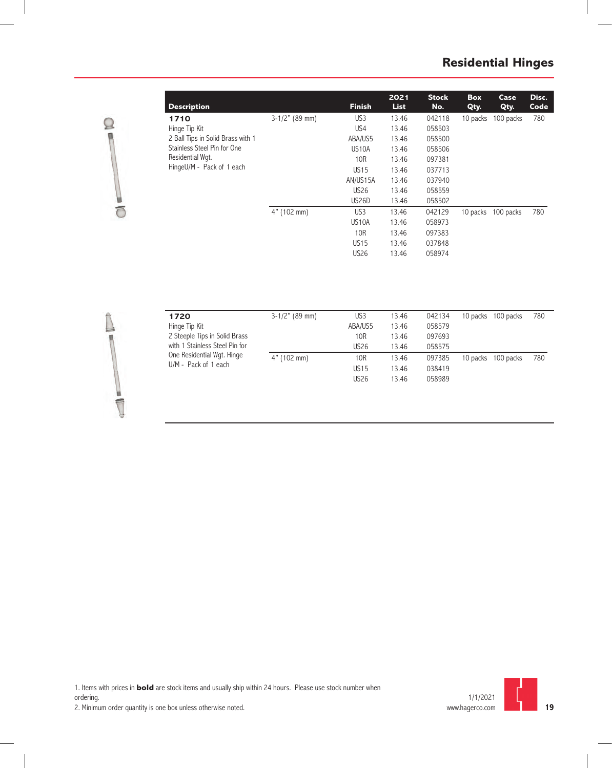# Residential Hinges

| Description | | Finish | 2021 List | Stock No. | Box Qty. | Case Qty. | Disc. Code |
|---|---|---|---|---|---|---|---|
| **1710** Hinge Tip Kit 2 Ball Tips in Solid Brass with 1 Stainless Steel Pin for One Residential Wgt. HingeU/M - Pack of 1 each | 3-1/2" (89 mm) | US3 | 13.46 | 042118 | 10 packs | 100 packs | 780 |
| | | US4 | 13.46 | 058503 | | | |
| | | ABA/US5 | 13.46 | 058500 | | | |
| | | US10A | 13.46 | 058506 | | | |
| | | 10R | 13.46 | 097381 | | | |
| | | US15 | 13.46 | 037713 | | | |
| | | AN/US15A | 13.46 | 037940 | | | |
| | | US26 | 13.46 | 058559 | | | |
| | | US26D | 13.46 | 058502 | | | |
| | 4" (102 mm) | US3 | 13.46 | 042129 | 10 packs | 100 packs | 780 |
| | | US10A | 13.46 | 058973 | | | |
| | | 10R | 13.46 | 097383 | | | |
| | | US15 | 13.46 | 037848 | | | |
| | | US26 | 13.46 | 058974 | | | |
| **1720** Hinge Tip Kit 2 Steeple Tips in Solid Brass with 1 Stainless Steel Pin for One Residential Wgt. Hinge U/M - Pack of 1 each | 3-1/2" (89 mm) | US3 | 13.46 | 042134 | 10 packs | 100 packs | 780 |
| | | ABA/US5 | 13.46 | 058579 | | | |
| | | 10R | 13.46 | 097693 | | | |
| | | US26 | 13.46 | 058575 | | | |
| | 4" (102 mm) | 10R | 13.46 | 097385 | 10 packs | 100 packs | 780 |
| | | US15 | 13.46 | 038419 | | | |
| | | US26 | 13.46 | 058989 | | | |

1. Items with prices in **bold** are stock items and usually ship within 24 hours. Please use stock number when ordering.
2. Minimum order quantity is one box unless otherwise noted.

1/1/2021
www.hagerco.com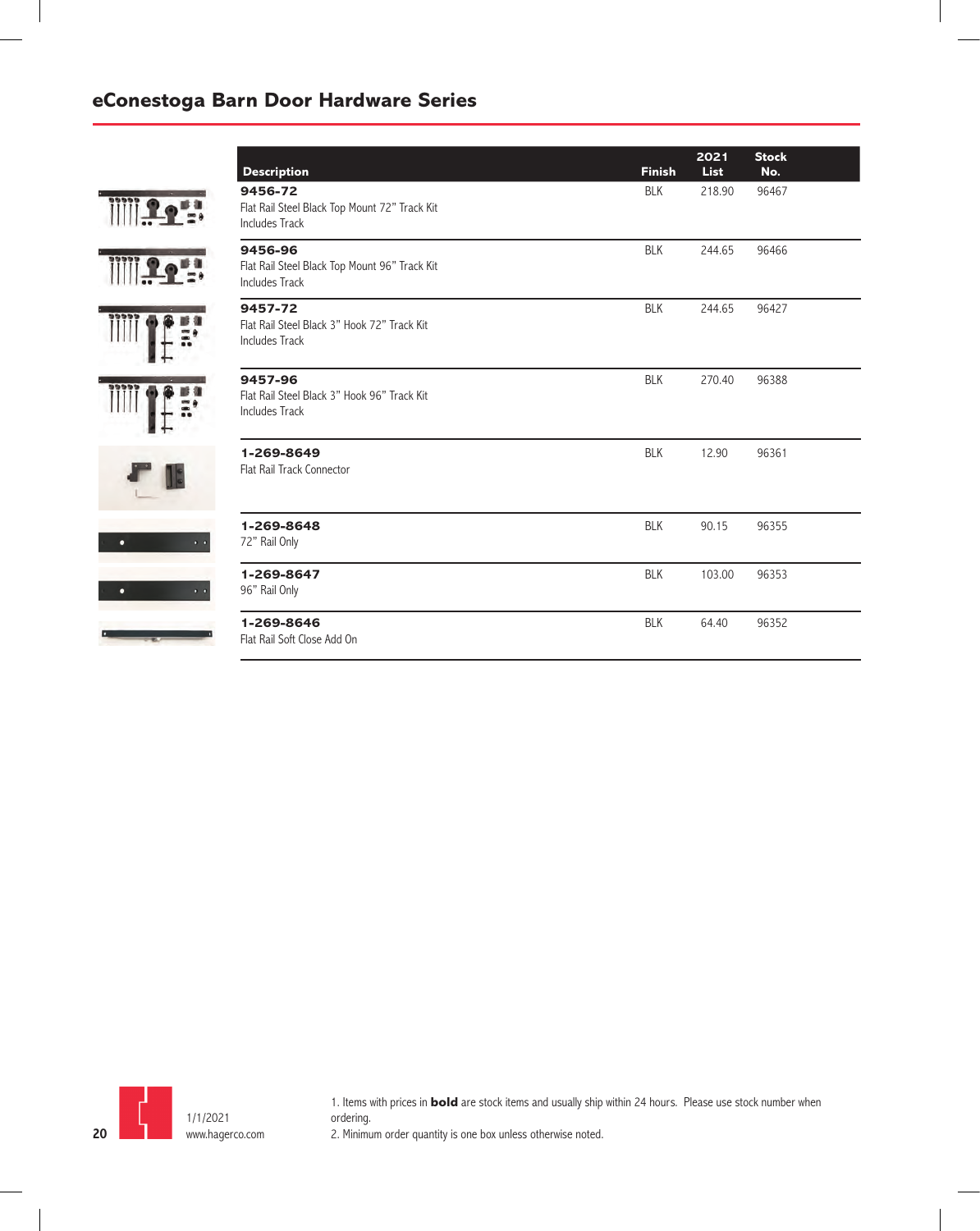## eConestoga Barn Door Hardware Series

| Description | Finish | 2021 List | Stock No. |
|---|---|---|---|
| **9456-72**<br>Flat Rail Steel Black Top Mount 72" Track Kit<br>Includes Track | BLK | 218.90 | 96467 |
| **9456-96**<br>Flat Rail Steel Black Top Mount 96" Track Kit<br>Includes Track | BLK | 244.65 | 96466 |
| **9457-72**<br>Flat Rail Steel Black 3" Hook 72" Track Kit<br>Includes Track | BLK | 244.65 | 96427 |
| **9457-96**<br>Flat Rail Steel Black 3" Hook 96" Track Kit<br>Includes Track | BLK | 270.40 | 96388 |
| **1-269-8649**<br>Flat Rail Track Connector | BLK | 12.90 | 96361 |
| **1-269-8648**<br>72" Rail Only | BLK | 90.15 | 96355 |
| **1-269-8647**<br>96" Rail Only | BLK | 103.00 | 96353 |
| **1-269-8646**<br>Flat Rail Soft Close Add On | BLK | 64.40 | 96352 |

1/1/2021
www.hagerco.com

1. Items with prices in **bold** are stock items and usually ship within 24 hours. Please use stock number when ordering.
2. Minimum order quantity is one box unless otherwise noted.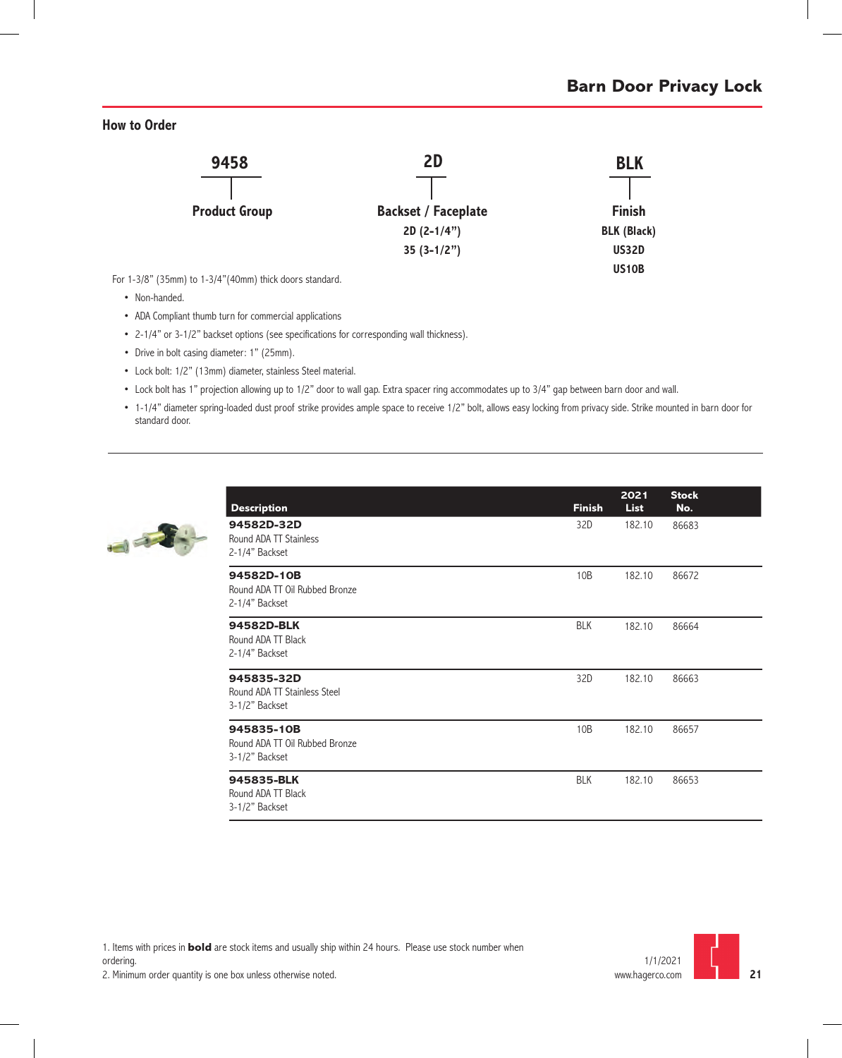# Barn Door Privacy Lock

## How to Order

| 9458 | 2D | BLK |
| --- | --- | --- |
| **Product Group** | **Backset / Faceplate** | **Finish** |
| | 2D (2-1/4") | BLK (Black) |
| | 35 (3-1/2") | US32D |
| | | US10B |

For 1-3/8" (35mm) to 1-3/4"(40mm) thick doors standard.

- Non-handed.
- ADA Compliant thumb turn for commercial applications
- 2-1/4" or 3-1/2" backset options (see specifications for corresponding wall thickness).
- Drive in bolt casing diameter: 1" (25mm).
- Lock bolt: 1/2" (13mm) diameter, stainless Steel material.
- Lock bolt has 1" projection allowing up to 1/2" door to wall gap. Extra spacer ring accommodates up to 3/4" gap between barn door and wall.
- 1-1/4" diameter spring-loaded dust proof strike provides ample space to receive 1/2" bolt, allows easy locking from privacy side. Strike mounted in barn door for standard door.

| Description | Finish | 2021 List | Stock No. |
| --- | --- | --- | --- |
| **94582D-32D**<br>Round ADA TT Stainless<br>2-1/4" Backset | 32D | 182.10 | 86683 |
| **94582D-10B**<br>Round ADA TT Oil Rubbed Bronze<br>2-1/4" Backset | 10B | 182.10 | 86672 |
| **94582D-BLK**<br>Round ADA TT Black<br>2-1/4" Backset | BLK | 182.10 | 86664 |
| **945835-32D**<br>Round ADA TT Stainless Steel<br>3-1/2" Backset | 32D | 182.10 | 86663 |
| **945835-10B**<br>Round ADA TT Oil Rubbed Bronze<br>3-1/2" Backset | 10B | 182.10 | 86657 |
| **945835-BLK**<br>Round ADA TT Black<br>3-1/2" Backset | BLK | 182.10 | 86653 |

1. Items with prices in **bold** are stock items and usually ship within 24 hours. Please use stock number when ordering.
2. Minimum order quantity is one box unless otherwise noted.

1/1/2021
www.hagerco.com